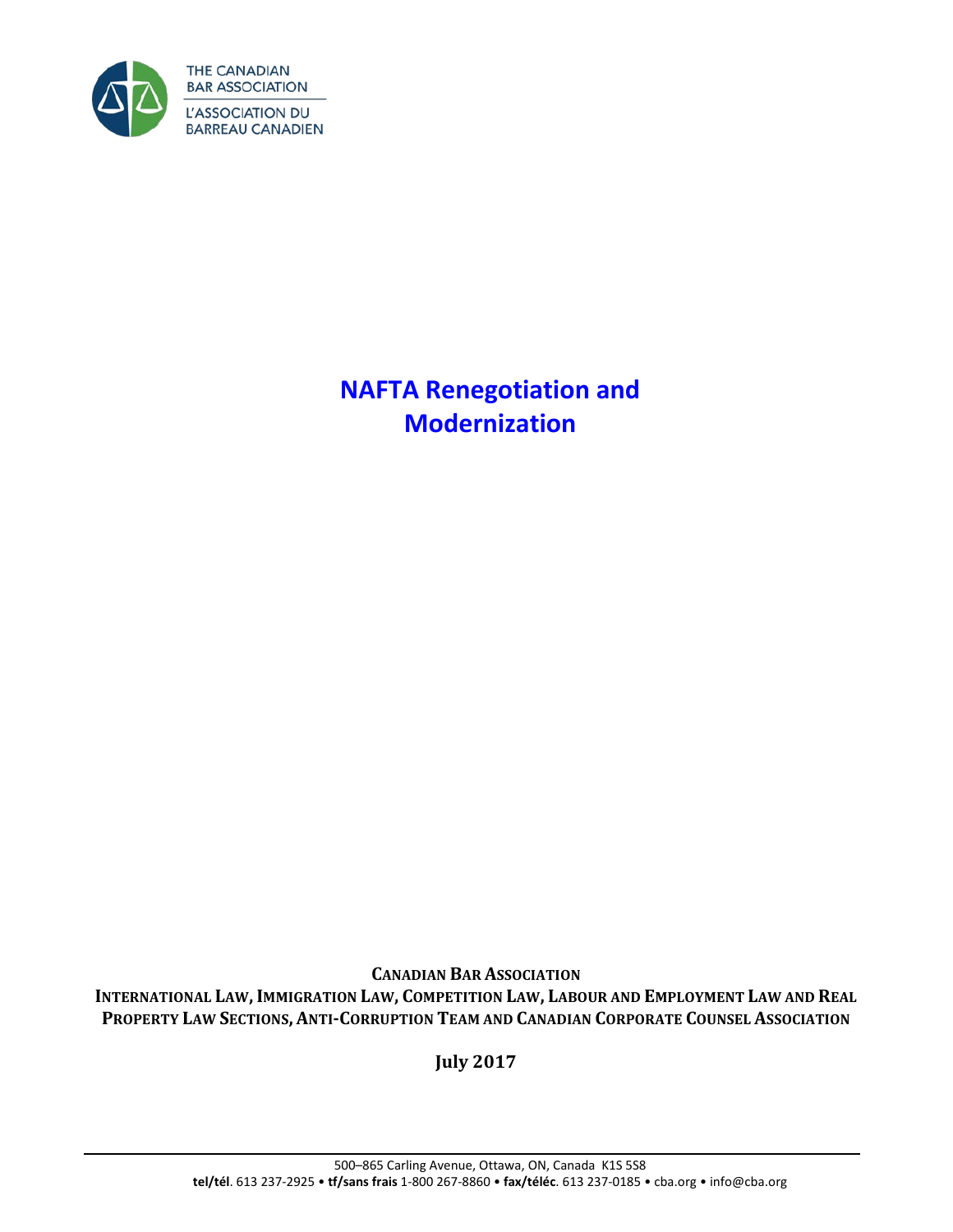THE CANADIAN BAR ASSOCIATION

L'ASSOCIATION DU BARREAU CANADIEN

# NAFTA Renegotiation and Modernization

**CANADIAN BAR ASSOCIATION**

**INTERNATIONAL LAW, IMMIGRATION LAW, COMPETITION LAW, LABOUR AND EMPLOYMENT LAW AND REAL PROPERTY LAW SECTIONS, ANTI-CORRUPTION TEAM AND CANADIAN CORPORATE COUNSEL ASSOCIATION**

**July 2017**

500–865 Carling Avenue, Ottawa, ON, Canada K1S 5S8

**tel/tél**. 613 237-2925 • **tf/sans frais** 1-800 267-8860 • **fax/téléc**. 613 237-0185 • cba.org • info@cba.org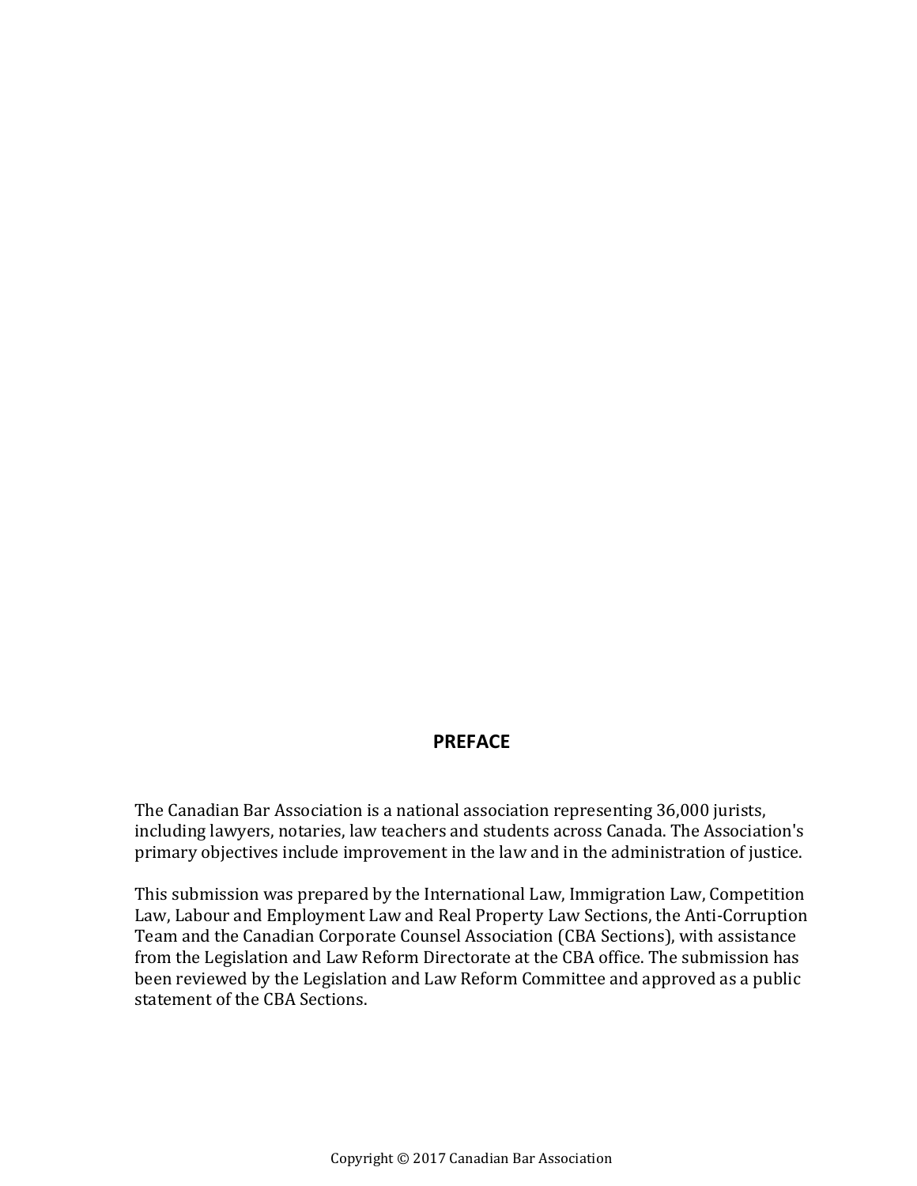## PREFACE

The Canadian Bar Association is a national association representing 36,000 jurists, including lawyers, notaries, law teachers and students across Canada. The Association's primary objectives include improvement in the law and in the administration of justice.

This submission was prepared by the International Law, Immigration Law, Competition Law, Labour and Employment Law and Real Property Law Sections, the Anti-Corruption Team and the Canadian Corporate Counsel Association (CBA Sections), with assistance from the Legislation and Law Reform Directorate at the CBA office. The submission has been reviewed by the Legislation and Law Reform Committee and approved as a public statement of the CBA Sections.

Copyright © 2017 Canadian Bar Association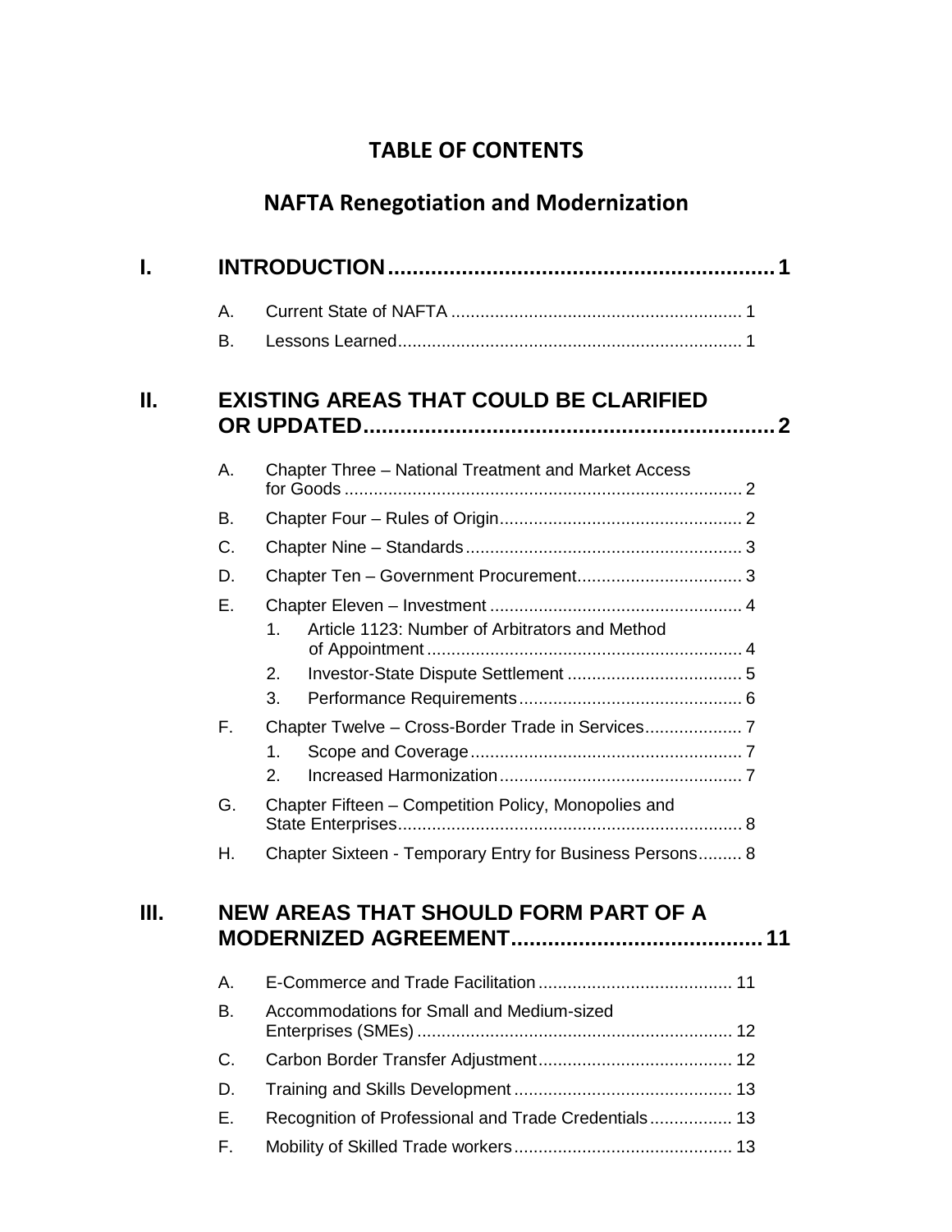# TABLE OF CONTENTS

## NAFTA Renegotiation and Modernization

**I. INTRODUCTION .......... 1**

- A. Current State of NAFTA .......... 1
- B. Lessons Learned .......... 1

**II. EXISTING AREAS THAT COULD BE CLARIFIED OR UPDATED .......... 2**

- A. Chapter Three – National Treatment and Market Access for Goods .......... 2
- B. Chapter Four – Rules of Origin .......... 2
- C. Chapter Nine – Standards .......... 3
- D. Chapter Ten – Government Procurement .......... 3
- E. Chapter Eleven – Investment .......... 4
  1. Article 1123: Number of Arbitrators and Method of Appointment .......... 4
  2. Investor-State Dispute Settlement .......... 5
  3. Performance Requirements .......... 6
- F. Chapter Twelve – Cross-Border Trade in Services .......... 7
  1. Scope and Coverage .......... 7
  2. Increased Harmonization .......... 7
- G. Chapter Fifteen – Competition Policy, Monopolies and State Enterprises .......... 8
- H. Chapter Sixteen - Temporary Entry for Business Persons .......... 8

**III. NEW AREAS THAT SHOULD FORM PART OF A MODERNIZED AGREEMENT .......... 11**

- A. E-Commerce and Trade Facilitation .......... 11
- B. Accommodations for Small and Medium-sized Enterprises (SMEs) .......... 12
- C. Carbon Border Transfer Adjustment .......... 12
- D. Training and Skills Development .......... 13
- E. Recognition of Professional and Trade Credentials .......... 13
- F. Mobility of Skilled Trade workers .......... 13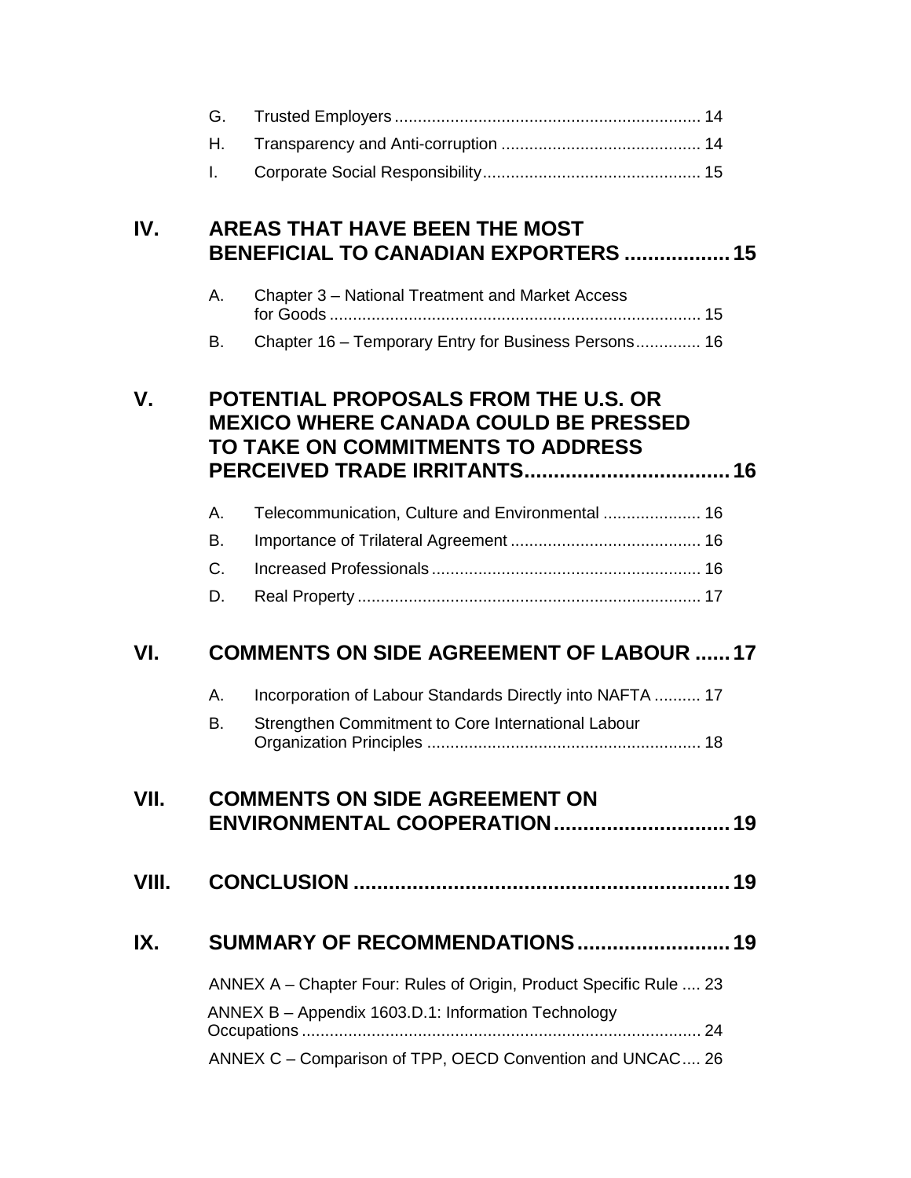G. Trusted Employers ................................................................. 14

H. Transparency and Anti-corruption .......................................... 14

I. Corporate Social Responsibility .............................................. 15

**IV. AREAS THAT HAVE BEEN THE MOST BENEFICIAL TO CANADIAN EXPORTERS .................. 15**

A. Chapter 3 – National Treatment and Market Access for Goods ................................................................................ 15

B. Chapter 16 – Temporary Entry for Business Persons .............. 16

**V. POTENTIAL PROPOSALS FROM THE U.S. OR MEXICO WHERE CANADA COULD BE PRESSED TO TAKE ON COMMITMENTS TO ADDRESS PERCEIVED TRADE IRRITANTS .................................. 16**

A. Telecommunication, Culture and Environmental ..................... 16

B. Importance of Trilateral Agreement ......................................... 16

C. Increased Professionals .......................................................... 16

D. Real Property .......................................................................... 17

**VI. COMMENTS ON SIDE AGREEMENT OF LABOUR ...... 17**

A. Incorporation of Labour Standards Directly into NAFTA .......... 17

B. Strengthen Commitment to Core International Labour Organization Principles ........................................................... 18

**VII. COMMENTS ON SIDE AGREEMENT ON ENVIRONMENTAL COOPERATION .............................. 19**

**VIII. CONCLUSION ................................................................ 19**

**IX. SUMMARY OF RECOMMENDATIONS .......................... 19**

ANNEX A – Chapter Four: Rules of Origin, Product Specific Rule .... 23

ANNEX B – Appendix 1603.D.1: Information Technology Occupations ..................................................................................... 24

ANNEX C – Comparison of TPP, OECD Convention and UNCAC .... 26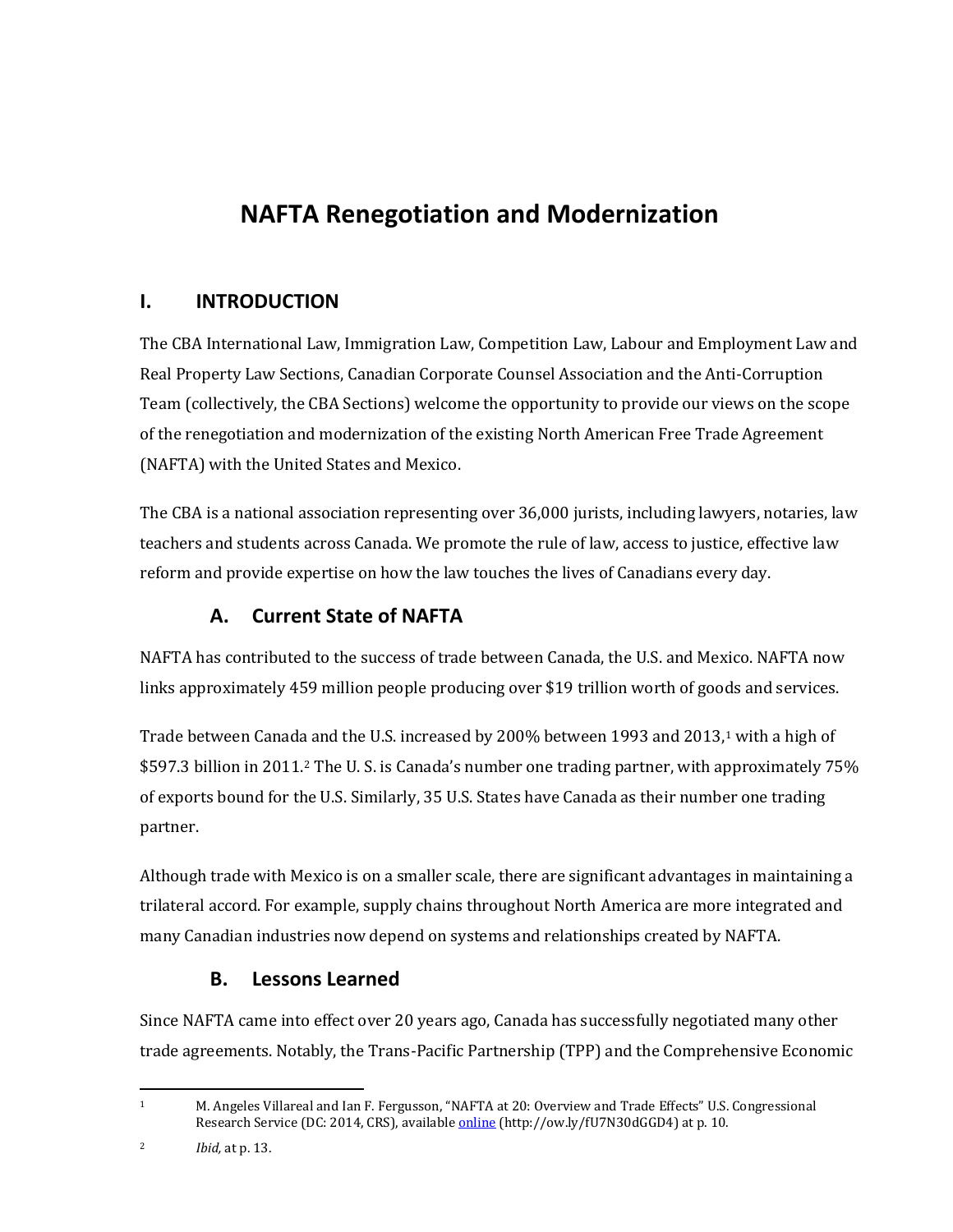# NAFTA Renegotiation and Modernization

## I. INTRODUCTION

The CBA International Law, Immigration Law, Competition Law, Labour and Employment Law and Real Property Law Sections, Canadian Corporate Counsel Association and the Anti-Corruption Team (collectively, the CBA Sections) welcome the opportunity to provide our views on the scope of the renegotiation and modernization of the existing North American Free Trade Agreement (NAFTA) with the United States and Mexico.

The CBA is a national association representing over 36,000 jurists, including lawyers, notaries, law teachers and students across Canada. We promote the rule of law, access to justice, effective law reform and provide expertise on how the law touches the lives of Canadians every day.

### A. Current State of NAFTA

NAFTA has contributed to the success of trade between Canada, the U.S. and Mexico. NAFTA now links approximately 459 million people producing over $19 trillion worth of goods and services.

Trade between Canada and the U.S. increased by 200% between 1993 and 2013,[1] with a high of $597.3 billion in 2011.[2] The U. S. is Canada's number one trading partner, with approximately 75% of exports bound for the U.S. Similarly, 35 U.S. States have Canada as their number one trading partner.

Although trade with Mexico is on a smaller scale, there are significant advantages in maintaining a trilateral accord. For example, supply chains throughout North America are more integrated and many Canadian industries now depend on systems and relationships created by NAFTA.

### B. Lessons Learned

Since NAFTA came into effect over 20 years ago, Canada has successfully negotiated many other trade agreements. Notably, the Trans-Pacific Partnership (TPP) and the Comprehensive Economic

---

[1] M. Angeles Villareal and Ian F. Fergusson, "NAFTA at 20: Overview and Trade Effects" U.S. Congressional Research Service (DC: 2014, CRS), available online (http://ow.ly/fU7N30dGGD4) at p. 10.

[2] *Ibid*, at p. 13.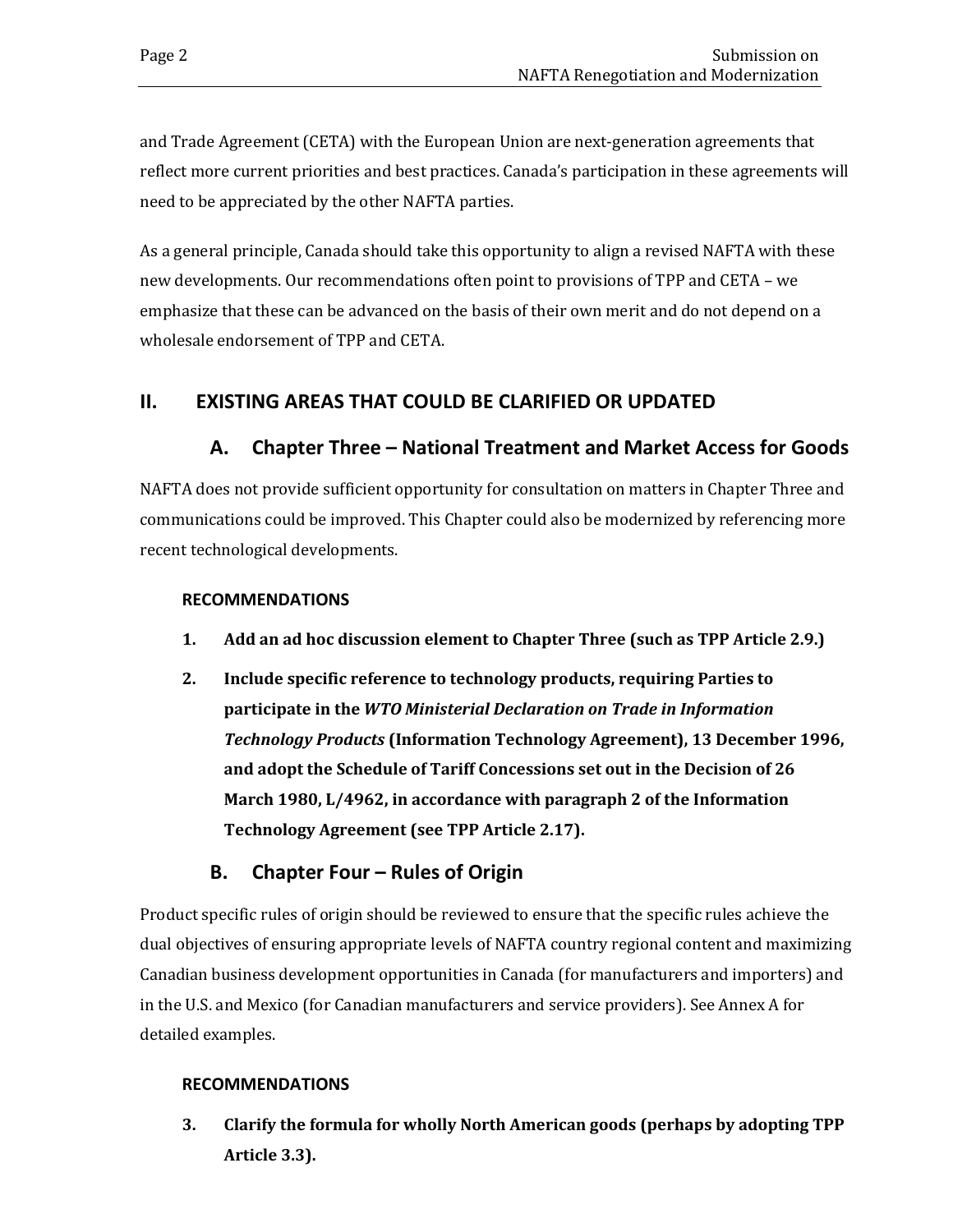and Trade Agreement (CETA) with the European Union are next-generation agreements that reflect more current priorities and best practices. Canada's participation in these agreements will need to be appreciated by the other NAFTA parties.

As a general principle, Canada should take this opportunity to align a revised NAFTA with these new developments. Our recommendations often point to provisions of TPP and CETA – we emphasize that these can be advanced on the basis of their own merit and do not depend on a wholesale endorsement of TPP and CETA.

## II. EXISTING AREAS THAT COULD BE CLARIFIED OR UPDATED

### A. Chapter Three – National Treatment and Market Access for Goods

NAFTA does not provide sufficient opportunity for consultation on matters in Chapter Three and communications could be improved. This Chapter could also be modernized by referencing more recent technological developments.

**RECOMMENDATIONS**

1. **Add an ad hoc discussion element to Chapter Three (such as TPP Article 2.9.)**
2. **Include specific reference to technology products, requiring Parties to participate in the *WTO Ministerial Declaration on Trade in Information Technology Products* (Information Technology Agreement), 13 December 1996, and adopt the Schedule of Tariff Concessions set out in the Decision of 26 March 1980, L/4962, in accordance with paragraph 2 of the Information Technology Agreement (see TPP Article 2.17).**

### B. Chapter Four – Rules of Origin

Product specific rules of origin should be reviewed to ensure that the specific rules achieve the dual objectives of ensuring appropriate levels of NAFTA country regional content and maximizing Canadian business development opportunities in Canada (for manufacturers and importers) and in the U.S. and Mexico (for Canadian manufacturers and service providers). See Annex A for detailed examples.

**RECOMMENDATIONS**

3. **Clarify the formula for wholly North American goods (perhaps by adopting TPP Article 3.3).**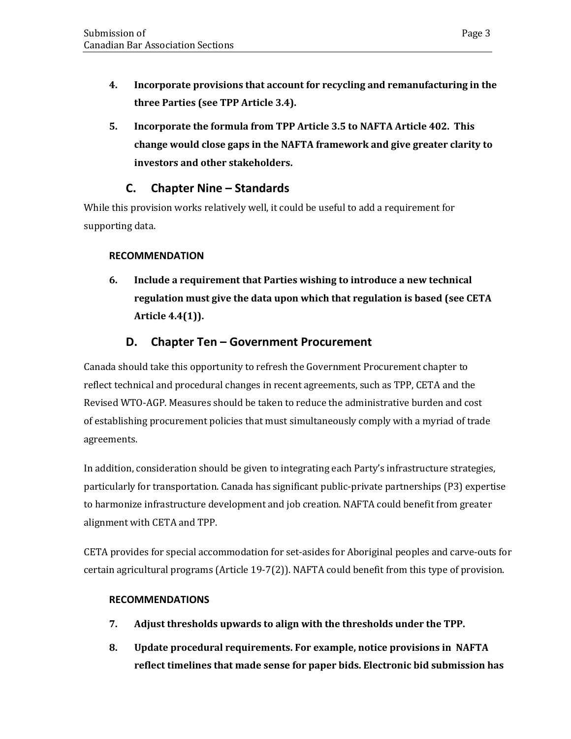4. **Incorporate provisions that account for recycling and remanufacturing in the three Parties (see TPP Article 3.4).**

5. **Incorporate the formula from TPP Article 3.5 to NAFTA Article 402. This change would close gaps in the NAFTA framework and give greater clarity to investors and other stakeholders.**

## C. Chapter Nine – Standards

While this provision works relatively well, it could be useful to add a requirement for supporting data.

### RECOMMENDATION

6. **Include a requirement that Parties wishing to introduce a new technical regulation must give the data upon which that regulation is based (see CETA Article 4.4(1)).**

## D. Chapter Ten – Government Procurement

Canada should take this opportunity to refresh the Government Procurement chapter to reflect technical and procedural changes in recent agreements, such as TPP, CETA and the Revised WTO-AGP. Measures should be taken to reduce the administrative burden and cost of establishing procurement policies that must simultaneously comply with a myriad of trade agreements.

In addition, consideration should be given to integrating each Party's infrastructure strategies, particularly for transportation. Canada has significant public-private partnerships (P3) expertise to harmonize infrastructure development and job creation. NAFTA could benefit from greater alignment with CETA and TPP.

CETA provides for special accommodation for set-asides for Aboriginal peoples and carve-outs for certain agricultural programs (Article 19-7(2)). NAFTA could benefit from this type of provision.

### RECOMMENDATIONS

7. **Adjust thresholds upwards to align with the thresholds under the TPP.**

8. **Update procedural requirements. For example, notice provisions in NAFTA reflect timelines that made sense for paper bids. Electronic bid submission has**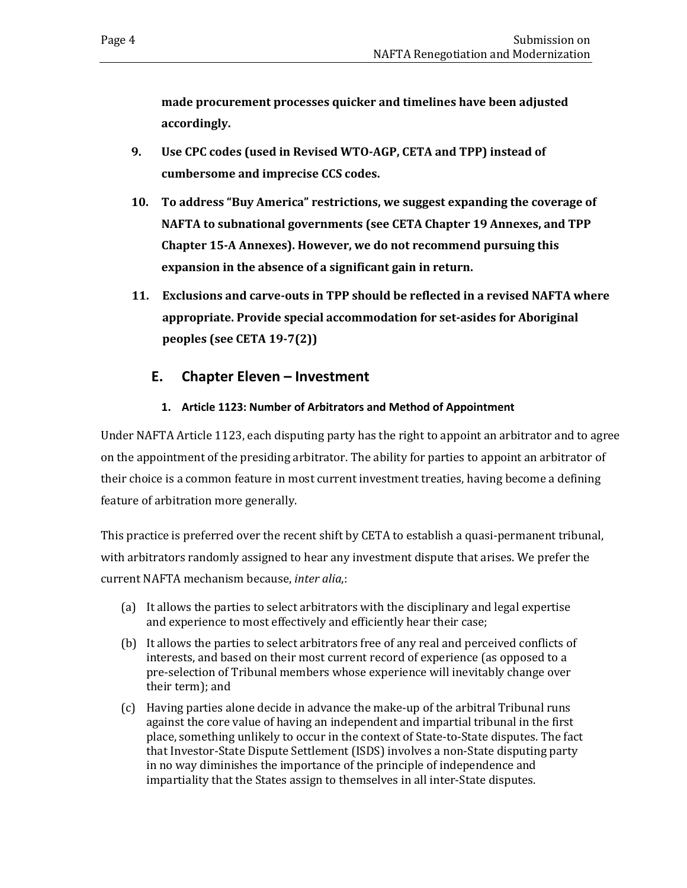**made procurement processes quicker and timelines have been adjusted accordingly.**

9. **Use CPC codes (used in Revised WTO-AGP, CETA and TPP) instead of cumbersome and imprecise CCS codes.**

10. **To address "Buy America" restrictions, we suggest expanding the coverage of NAFTA to subnational governments (see CETA Chapter 19 Annexes, and TPP Chapter 15-A Annexes). However, we do not recommend pursuing this expansion in the absence of a significant gain in return.**

11. **Exclusions and carve-outs in TPP should be reflected in a revised NAFTA where appropriate. Provide special accommodation for set-asides for Aboriginal peoples (see CETA 19-7(2))**

## E. Chapter Eleven – Investment

### 1. Article 1123: Number of Arbitrators and Method of Appointment

Under NAFTA Article 1123, each disputing party has the right to appoint an arbitrator and to agree on the appointment of the presiding arbitrator. The ability for parties to appoint an arbitrator of their choice is a common feature in most current investment treaties, having become a defining feature of arbitration more generally.

This practice is preferred over the recent shift by CETA to establish a quasi-permanent tribunal, with arbitrators randomly assigned to hear any investment dispute that arises. We prefer the current NAFTA mechanism because, *inter alia,*:

(a) It allows the parties to select arbitrators with the disciplinary and legal expertise and experience to most effectively and efficiently hear their case;

(b) It allows the parties to select arbitrators free of any real and perceived conflicts of interests, and based on their most current record of experience (as opposed to a pre-selection of Tribunal members whose experience will inevitably change over their term); and

(c) Having parties alone decide in advance the make-up of the arbitral Tribunal runs against the core value of having an independent and impartial tribunal in the first place, something unlikely to occur in the context of State-to-State disputes. The fact that Investor-State Dispute Settlement (ISDS) involves a non-State disputing party in no way diminishes the importance of the principle of independence and impartiality that the States assign to themselves in all inter-State disputes.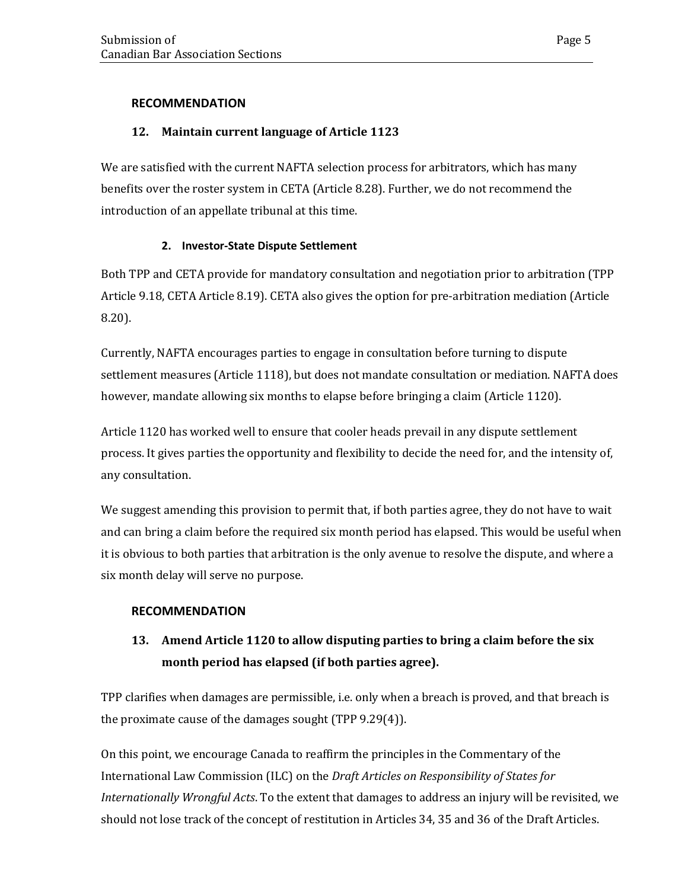**RECOMMENDATION**

**12. Maintain current language of Article 1123**

We are satisfied with the current NAFTA selection process for arbitrators, which has many benefits over the roster system in CETA (Article 8.28). Further, we do not recommend the introduction of an appellate tribunal at this time.

### 2. Investor-State Dispute Settlement

Both TPP and CETA provide for mandatory consultation and negotiation prior to arbitration (TPP Article 9.18, CETA Article 8.19). CETA also gives the option for pre-arbitration mediation (Article 8.20).

Currently, NAFTA encourages parties to engage in consultation before turning to dispute settlement measures (Article 1118), but does not mandate consultation or mediation. NAFTA does however, mandate allowing six months to elapse before bringing a claim (Article 1120).

Article 1120 has worked well to ensure that cooler heads prevail in any dispute settlement process. It gives parties the opportunity and flexibility to decide the need for, and the intensity of, any consultation.

We suggest amending this provision to permit that, if both parties agree, they do not have to wait and can bring a claim before the required six month period has elapsed. This would be useful when it is obvious to both parties that arbitration is the only avenue to resolve the dispute, and where a six month delay will serve no purpose.

**RECOMMENDATION**

**13. Amend Article 1120 to allow disputing parties to bring a claim before the six month period has elapsed (if both parties agree).**

TPP clarifies when damages are permissible, i.e. only when a breach is proved, and that breach is the proximate cause of the damages sought (TPP 9.29(4)).

On this point, we encourage Canada to reaffirm the principles in the Commentary of the International Law Commission (ILC) on the *Draft Articles on Responsibility of States for Internationally Wrongful Acts*. To the extent that damages to address an injury will be revisited, we should not lose track of the concept of restitution in Articles 34, 35 and 36 of the Draft Articles.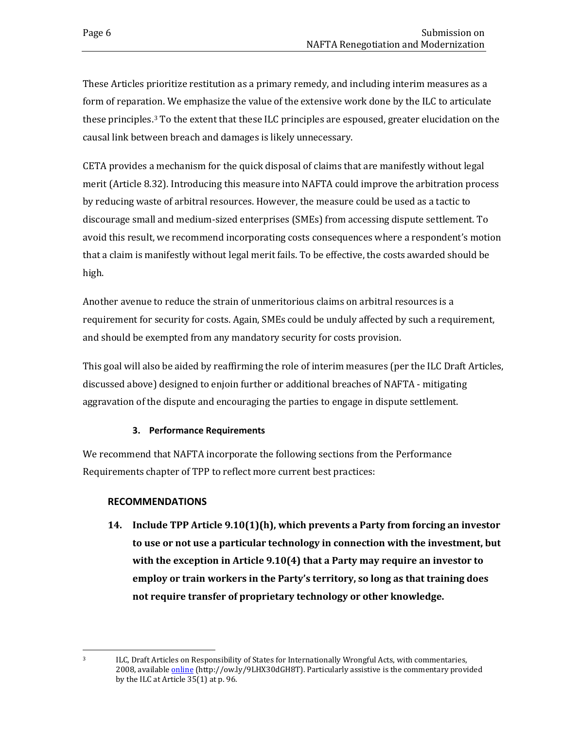These Articles prioritize restitution as a primary remedy, and including interim measures as a form of reparation. We emphasize the value of the extensive work done by the ILC to articulate these principles.[3] To the extent that these ILC principles are espoused, greater elucidation on the causal link between breach and damages is likely unnecessary.

CETA provides a mechanism for the quick disposal of claims that are manifestly without legal merit (Article 8.32). Introducing this measure into NAFTA could improve the arbitration process by reducing waste of arbitral resources. However, the measure could be used as a tactic to discourage small and medium-sized enterprises (SMEs) from accessing dispute settlement. To avoid this result, we recommend incorporating costs consequences where a respondent's motion that a claim is manifestly without legal merit fails. To be effective, the costs awarded should be high.

Another avenue to reduce the strain of unmeritorious claims on arbitral resources is a requirement for security for costs. Again, SMEs could be unduly affected by such a requirement, and should be exempted from any mandatory security for costs provision.

This goal will also be aided by reaffirming the role of interim measures (per the ILC Draft Articles, discussed above) designed to enjoin further or additional breaches of NAFTA - mitigating aggravation of the dispute and encouraging the parties to engage in dispute settlement.

### 3. Performance Requirements

We recommend that NAFTA incorporate the following sections from the Performance Requirements chapter of TPP to reflect more current best practices:

#### RECOMMENDATIONS

14. **Include TPP Article 9.10(1)(h), which prevents a Party from forcing an investor to use or not use a particular technology in connection with the investment, but with the exception in Article 9.10(4) that a Party may require an investor to employ or train workers in the Party's territory, so long as that training does not require transfer of proprietary technology or other knowledge.**

---

[3] ILC, Draft Articles on Responsibility of States for Internationally Wrongful Acts, with commentaries, 2008, available online (http://ow.ly/9LHX30dGH8T). Particularly assistive is the commentary provided by the ILC at Article 35(1) at p. 96.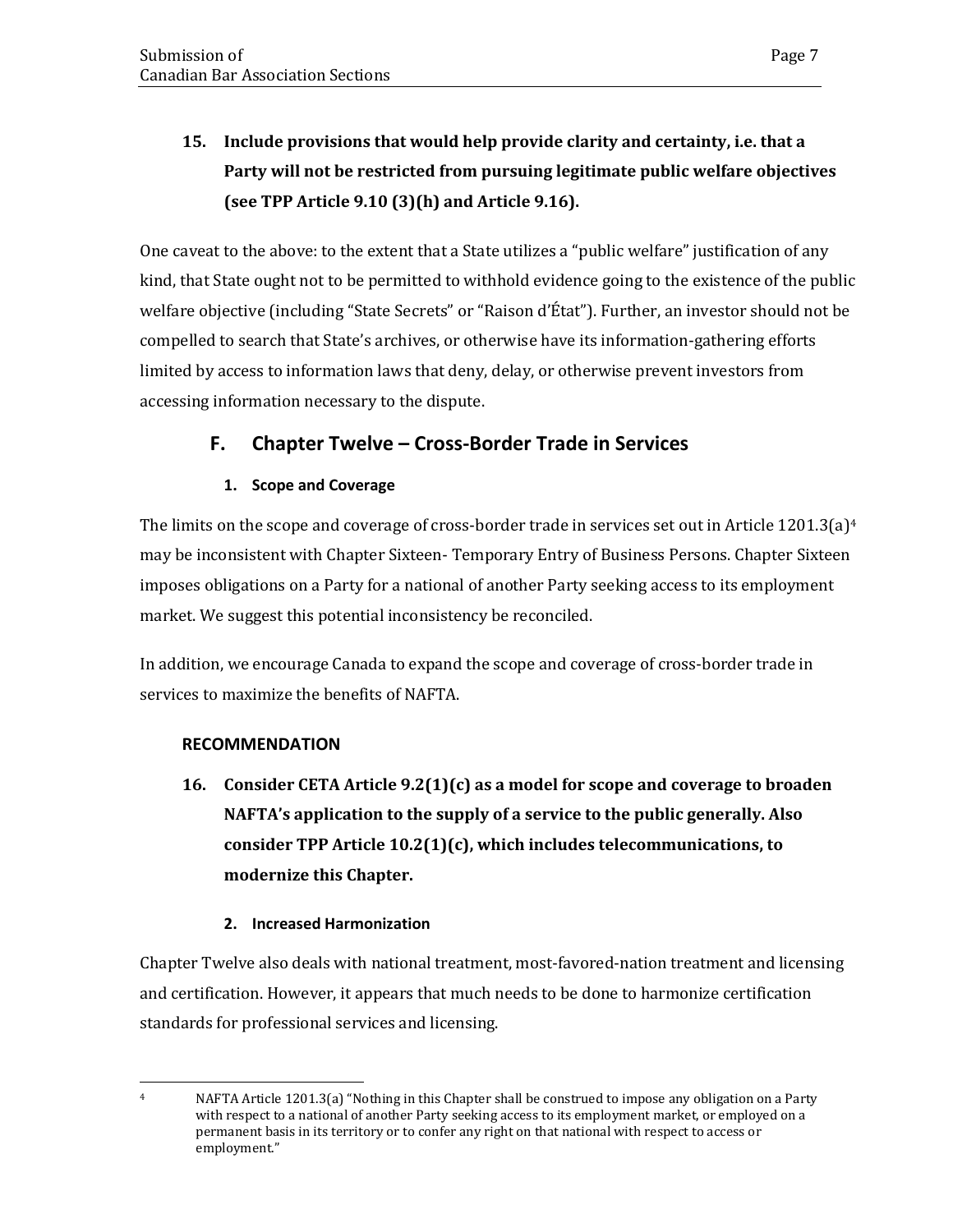**15. Include provisions that would help provide clarity and certainty, i.e. that a Party will not be restricted from pursuing legitimate public welfare objectives (see TPP Article 9.10 (3)(h) and Article 9.16).**

One caveat to the above: to the extent that a State utilizes a "public welfare" justification of any kind, that State ought not to be permitted to withhold evidence going to the existence of the public welfare objective (including "State Secrets" or "Raison d'État"). Further, an investor should not be compelled to search that State's archives, or otherwise have its information-gathering efforts limited by access to information laws that deny, delay, or otherwise prevent investors from accessing information necessary to the dispute.

## F. Chapter Twelve – Cross-Border Trade in Services

### 1. Scope and Coverage

The limits on the scope and coverage of cross-border trade in services set out in Article 1201.3(a)[4] may be inconsistent with Chapter Sixteen- Temporary Entry of Business Persons. Chapter Sixteen imposes obligations on a Party for a national of another Party seeking access to its employment market. We suggest this potential inconsistency be reconciled.

In addition, we encourage Canada to expand the scope and coverage of cross-border trade in services to maximize the benefits of NAFTA.

#### RECOMMENDATION

**16. Consider CETA Article 9.2(1)(c) as a model for scope and coverage to broaden NAFTA's application to the supply of a service to the public generally. Also consider TPP Article 10.2(1)(c), which includes telecommunications, to modernize this Chapter.**

### 2. Increased Harmonization

Chapter Twelve also deals with national treatment, most-favored-nation treatment and licensing and certification. However, it appears that much needs to be done to harmonize certification standards for professional services and licensing.

---

[4] NAFTA Article 1201.3(a) "Nothing in this Chapter shall be construed to impose any obligation on a Party with respect to a national of another Party seeking access to its employment market, or employed on a permanent basis in its territory or to confer any right on that national with respect to access or employment."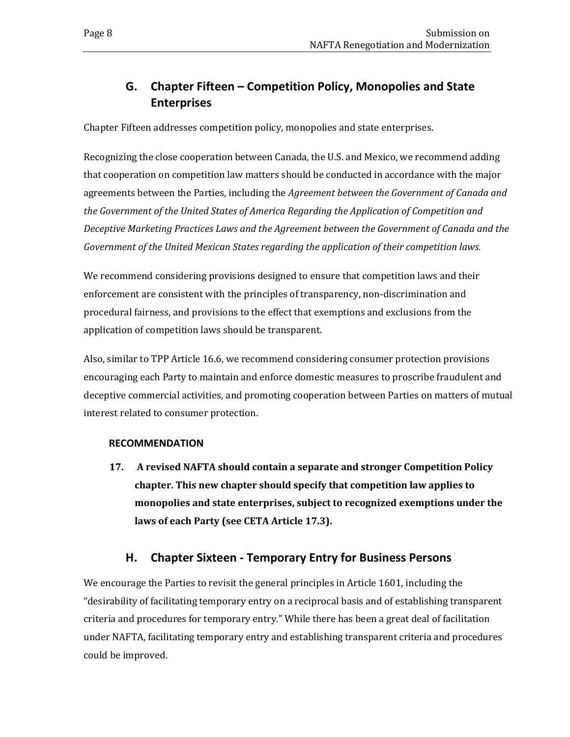## G. Chapter Fifteen – Competition Policy, Monopolies and State Enterprises

Chapter Fifteen addresses competition policy, monopolies and state enterprises.

Recognizing the close cooperation between Canada, the U.S. and Mexico, we recommend adding that cooperation on competition law matters should be conducted in accordance with the major agreements between the Parties, including the *Agreement between the Government of Canada and the Government of the United States of America Regarding the Application of Competition and Deceptive Marketing Practices Laws and the Agreement between the Government of Canada and the Government of the United Mexican States regarding the application of their competition laws.*

We recommend considering provisions designed to ensure that competition laws and their enforcement are consistent with the principles of transparency, non-discrimination and procedural fairness, and provisions to the effect that exemptions and exclusions from the application of competition laws should be transparent.

Also, similar to TPP Article 16.6, we recommend considering consumer protection provisions encouraging each Party to maintain and enforce domestic measures to proscribe fraudulent and deceptive commercial activities, and promoting cooperation between Parties on matters of mutual interest related to consumer protection.

**RECOMMENDATION**

**17. A revised NAFTA should contain a separate and stronger Competition Policy chapter. This new chapter should specify that competition law applies to monopolies and state enterprises, subject to recognized exemptions under the laws of each Party (see CETA Article 17.3).**

## H. Chapter Sixteen - Temporary Entry for Business Persons

We encourage the Parties to revisit the general principles in Article 1601, including the "desirability of facilitating temporary entry on a reciprocal basis and of establishing transparent criteria and procedures for temporary entry." While there has been a great deal of facilitation under NAFTA, facilitating temporary entry and establishing transparent criteria and procedures could be improved.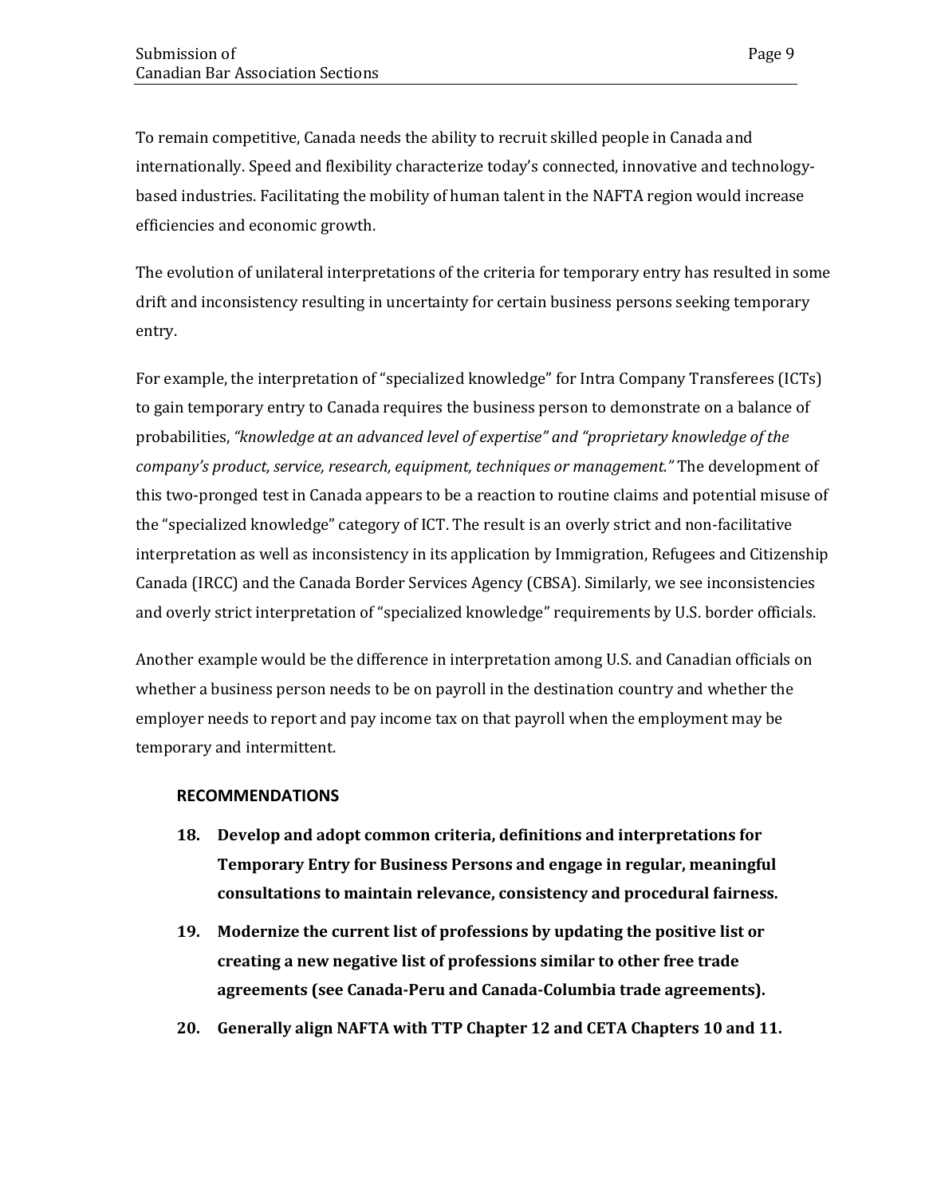To remain competitive, Canada needs the ability to recruit skilled people in Canada and internationally. Speed and flexibility characterize today's connected, innovative and technology-based industries. Facilitating the mobility of human talent in the NAFTA region would increase efficiencies and economic growth.

The evolution of unilateral interpretations of the criteria for temporary entry has resulted in some drift and inconsistency resulting in uncertainty for certain business persons seeking temporary entry.

For example, the interpretation of "specialized knowledge" for Intra Company Transferees (ICTs) to gain temporary entry to Canada requires the business person to demonstrate on a balance of probabilities, *"knowledge at an advanced level of expertise" and "proprietary knowledge of the company's product, service, research, equipment, techniques or management."* The development of this two-pronged test in Canada appears to be a reaction to routine claims and potential misuse of the "specialized knowledge" category of ICT. The result is an overly strict and non-facilitative interpretation as well as inconsistency in its application by Immigration, Refugees and Citizenship Canada (IRCC) and the Canada Border Services Agency (CBSA). Similarly, we see inconsistencies and overly strict interpretation of "specialized knowledge" requirements by U.S. border officials.

Another example would be the difference in interpretation among U.S. and Canadian officials on whether a business person needs to be on payroll in the destination country and whether the employer needs to report and pay income tax on that payroll when the employment may be temporary and intermittent.

**RECOMMENDATIONS**

18. **Develop and adopt common criteria, definitions and interpretations for Temporary Entry for Business Persons and engage in regular, meaningful consultations to maintain relevance, consistency and procedural fairness.**
19. **Modernize the current list of professions by updating the positive list or creating a new negative list of professions similar to other free trade agreements (see Canada-Peru and Canada-Columbia trade agreements).**
20. **Generally align NAFTA with TTP Chapter 12 and CETA Chapters 10 and 11.**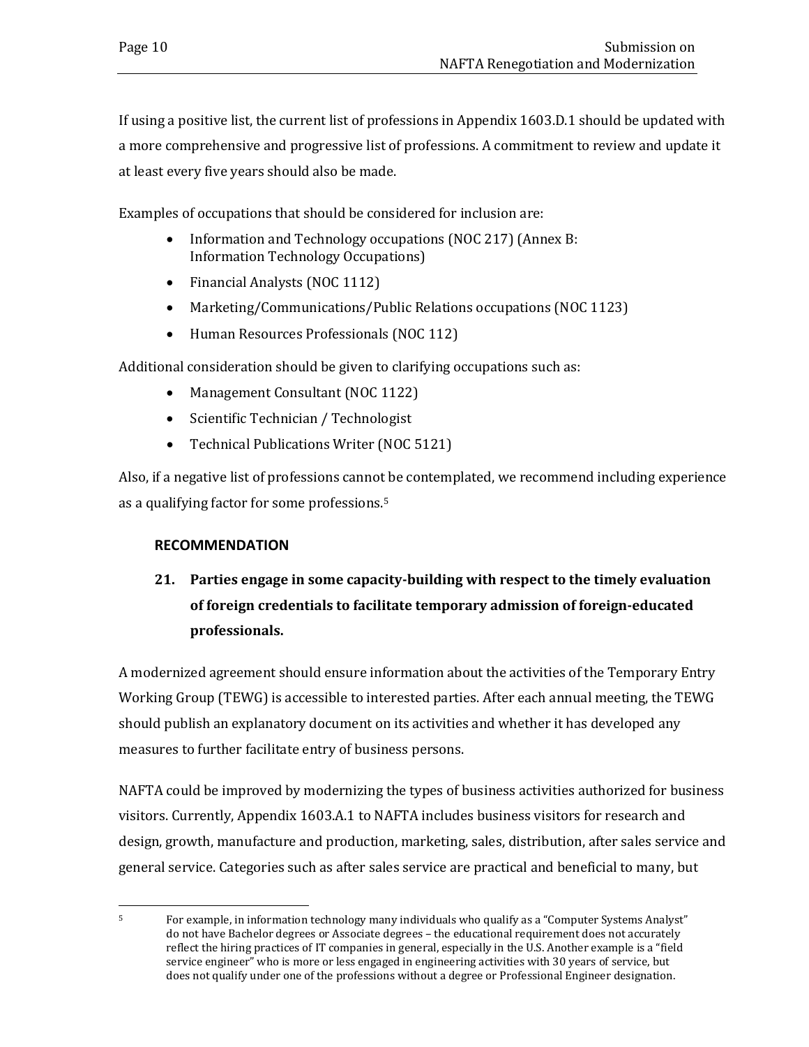If using a positive list, the current list of professions in Appendix 1603.D.1 should be updated with a more comprehensive and progressive list of professions. A commitment to review and update it at least every five years should also be made.

Examples of occupations that should be considered for inclusion are:

- Information and Technology occupations (NOC 217) (Annex B: Information Technology Occupations)
- Financial Analysts (NOC 1112)
- Marketing/Communications/Public Relations occupations (NOC 1123)
- Human Resources Professionals (NOC 112)

Additional consideration should be given to clarifying occupations such as:

- Management Consultant (NOC 1122)
- Scientific Technician / Technologist
- Technical Publications Writer (NOC 5121)

Also, if a negative list of professions cannot be contemplated, we recommend including experience as a qualifying factor for some professions.[5]

### RECOMMENDATION

**21. Parties engage in some capacity-building with respect to the timely evaluation of foreign credentials to facilitate temporary admission of foreign-educated professionals.**

A modernized agreement should ensure information about the activities of the Temporary Entry Working Group (TEWG) is accessible to interested parties. After each annual meeting, the TEWG should publish an explanatory document on its activities and whether it has developed any measures to further facilitate entry of business persons.

NAFTA could be improved by modernizing the types of business activities authorized for business visitors. Currently, Appendix 1603.A.1 to NAFTA includes business visitors for research and design, growth, manufacture and production, marketing, sales, distribution, after sales service and general service. Categories such as after sales service are practical and beneficial to many, but

---

[5] For example, in information technology many individuals who qualify as a "Computer Systems Analyst" do not have Bachelor degrees or Associate degrees – the educational requirement does not accurately reflect the hiring practices of IT companies in general, especially in the U.S. Another example is a "field service engineer" who is more or less engaged in engineering activities with 30 years of service, but does not qualify under one of the professions without a degree or Professional Engineer designation.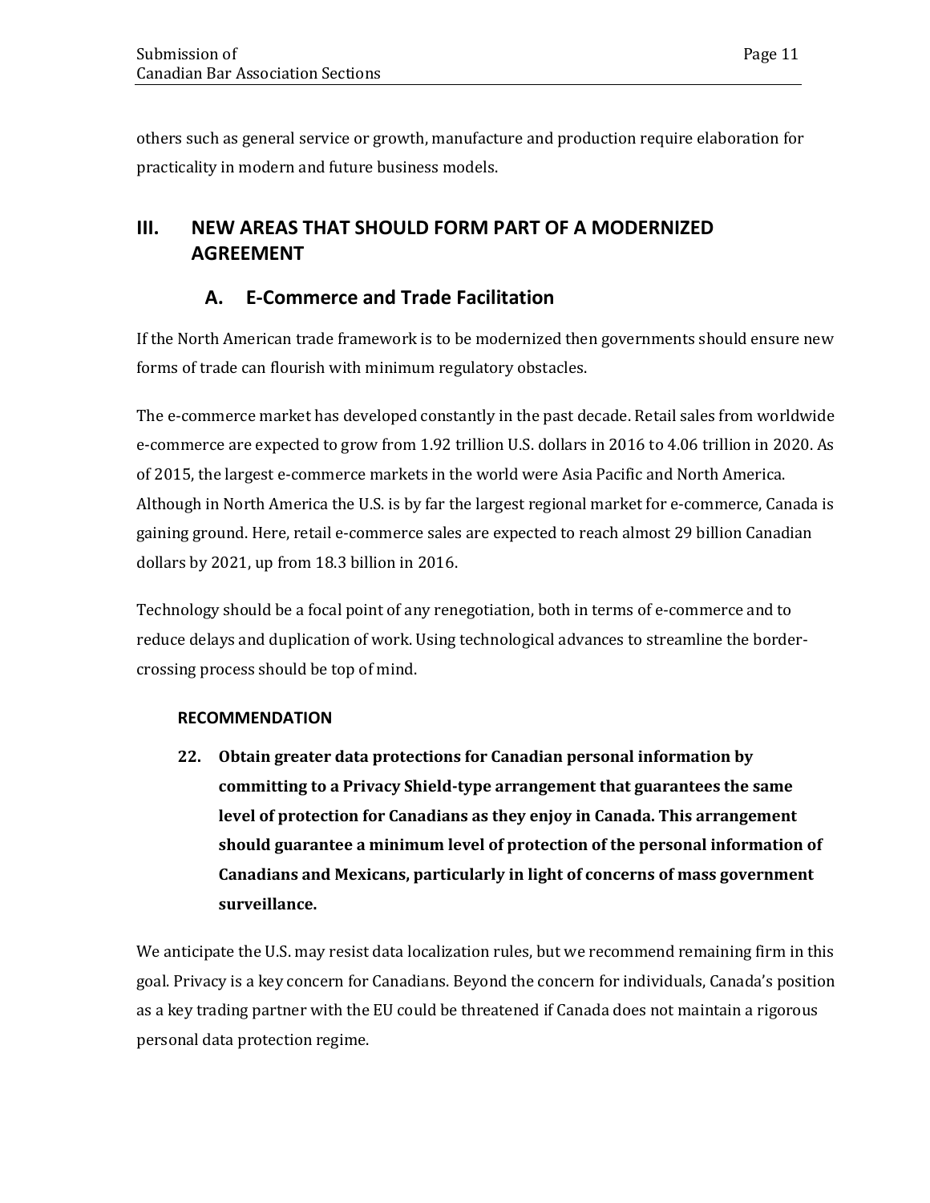others such as general service or growth, manufacture and production require elaboration for practicality in modern and future business models.

## III. NEW AREAS THAT SHOULD FORM PART OF A MODERNIZED AGREEMENT

### A. E-Commerce and Trade Facilitation

If the North American trade framework is to be modernized then governments should ensure new forms of trade can flourish with minimum regulatory obstacles.

The e-commerce market has developed constantly in the past decade. Retail sales from worldwide e-commerce are expected to grow from 1.92 trillion U.S. dollars in 2016 to 4.06 trillion in 2020. As of 2015, the largest e-commerce markets in the world were Asia Pacific and North America. Although in North America the U.S. is by far the largest regional market for e-commerce, Canada is gaining ground. Here, retail e-commerce sales are expected to reach almost 29 billion Canadian dollars by 2021, up from 18.3 billion in 2016.

Technology should be a focal point of any renegotiation, both in terms of e-commerce and to reduce delays and duplication of work. Using technological advances to streamline the border-crossing process should be top of mind.

#### RECOMMENDATION

**22. Obtain greater data protections for Canadian personal information by committing to a Privacy Shield-type arrangement that guarantees the same level of protection for Canadians as they enjoy in Canada. This arrangement should guarantee a minimum level of protection of the personal information of Canadians and Mexicans, particularly in light of concerns of mass government surveillance.**

We anticipate the U.S. may resist data localization rules, but we recommend remaining firm in this goal. Privacy is a key concern for Canadians. Beyond the concern for individuals, Canada's position as a key trading partner with the EU could be threatened if Canada does not maintain a rigorous personal data protection regime.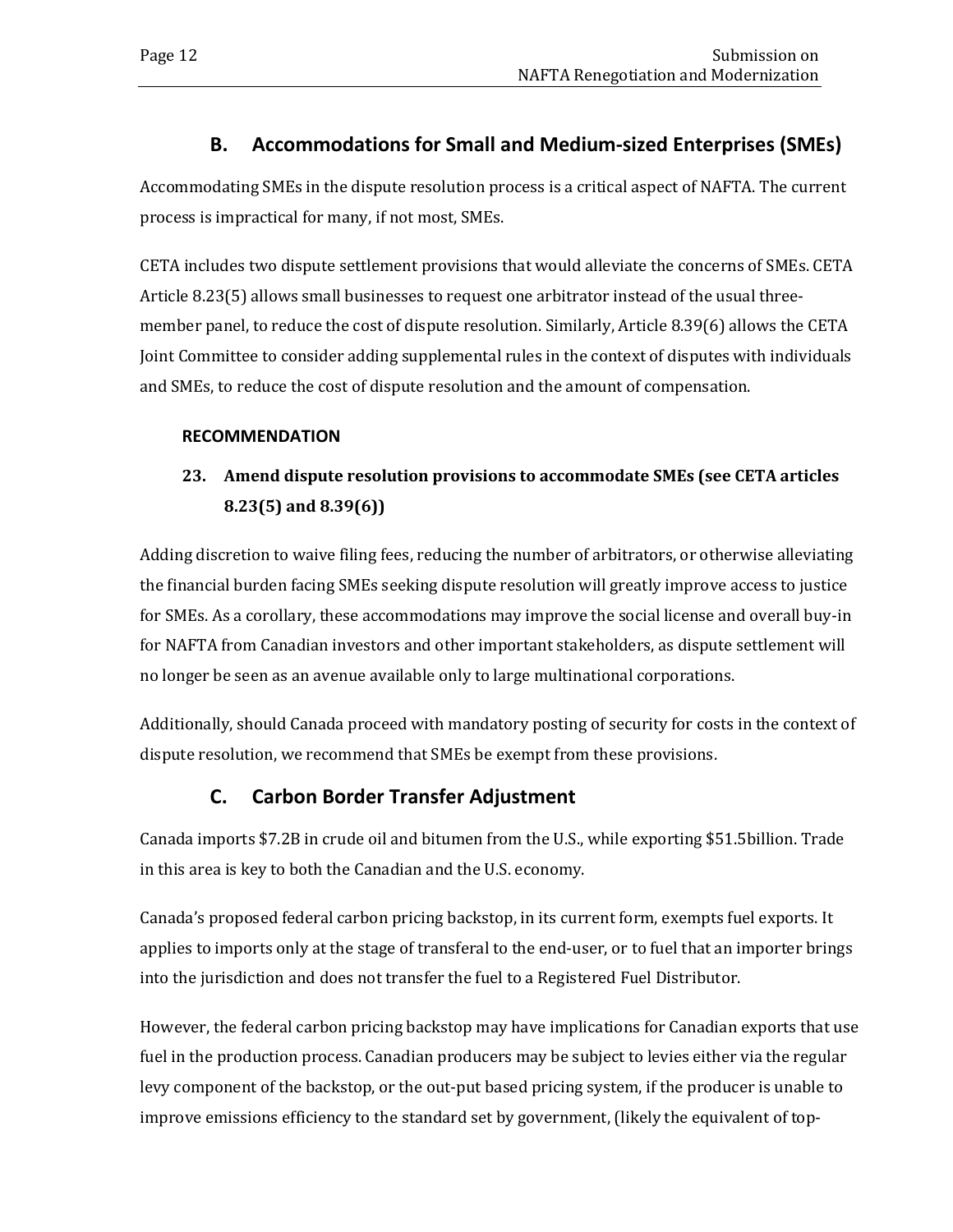## B. Accommodations for Small and Medium-sized Enterprises (SMEs)

Accommodating SMEs in the dispute resolution process is a critical aspect of NAFTA. The current process is impractical for many, if not most, SMEs.

CETA includes two dispute settlement provisions that would alleviate the concerns of SMEs. CETA Article 8.23(5) allows small businesses to request one arbitrator instead of the usual three-member panel, to reduce the cost of dispute resolution. Similarly, Article 8.39(6) allows the CETA Joint Committee to consider adding supplemental rules in the context of disputes with individuals and SMEs, to reduce the cost of dispute resolution and the amount of compensation.

**RECOMMENDATION**

**23. Amend dispute resolution provisions to accommodate SMEs (see CETA articles 8.23(5) and 8.39(6))**

Adding discretion to waive filing fees, reducing the number of arbitrators, or otherwise alleviating the financial burden facing SMEs seeking dispute resolution will greatly improve access to justice for SMEs. As a corollary, these accommodations may improve the social license and overall buy-in for NAFTA from Canadian investors and other important stakeholders, as dispute settlement will no longer be seen as an avenue available only to large multinational corporations.

Additionally, should Canada proceed with mandatory posting of security for costs in the context of dispute resolution, we recommend that SMEs be exempt from these provisions.

## C. Carbon Border Transfer Adjustment

Canada imports $7.2B in crude oil and bitumen from the U.S., while exporting $51.5billion. Trade in this area is key to both the Canadian and the U.S. economy.

Canada's proposed federal carbon pricing backstop, in its current form, exempts fuel exports. It applies to imports only at the stage of transferal to the end-user, or to fuel that an importer brings into the jurisdiction and does not transfer the fuel to a Registered Fuel Distributor.

However, the federal carbon pricing backstop may have implications for Canadian exports that use fuel in the production process. Canadian producers may be subject to levies either via the regular levy component of the backstop, or the out-put based pricing system, if the producer is unable to improve emissions efficiency to the standard set by government, (likely the equivalent of top-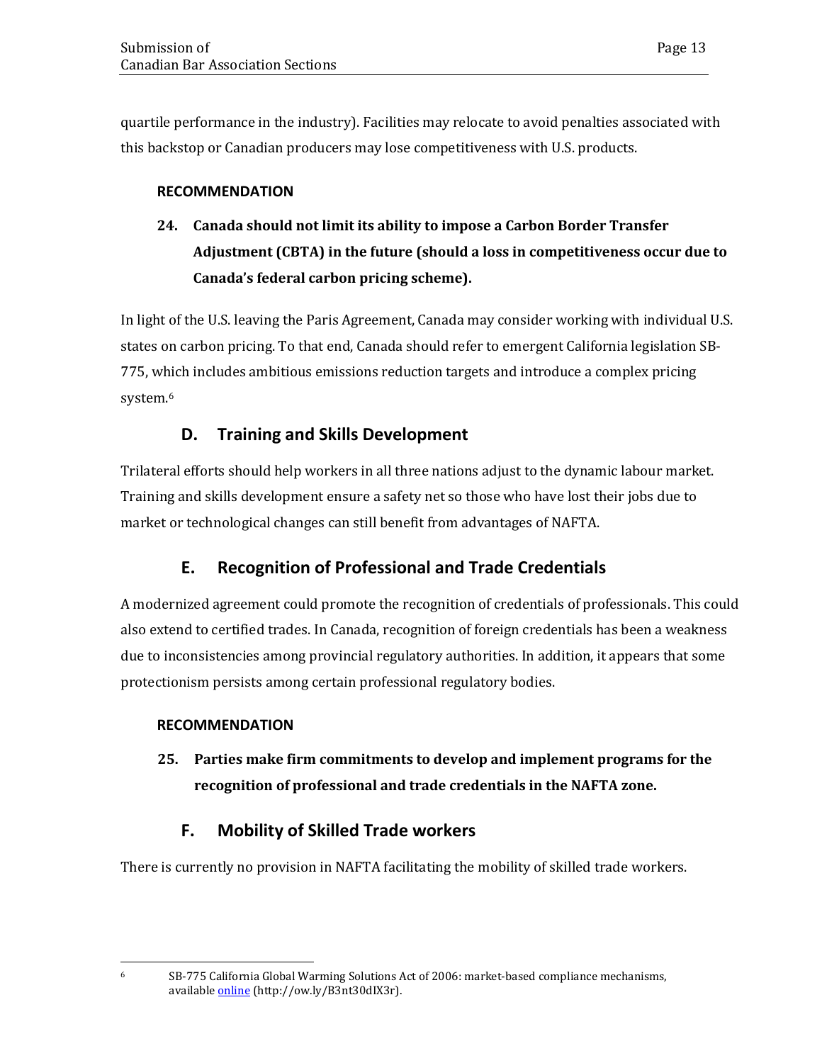quartile performance in the industry). Facilities may relocate to avoid penalties associated with this backstop or Canadian producers may lose competitiveness with U.S. products.

**RECOMMENDATION**

**24. Canada should not limit its ability to impose a Carbon Border Transfer Adjustment (CBTA) in the future (should a loss in competitiveness occur due to Canada's federal carbon pricing scheme).**

In light of the U.S. leaving the Paris Agreement, Canada may consider working with individual U.S. states on carbon pricing. To that end, Canada should refer to emergent California legislation SB-775, which includes ambitious emissions reduction targets and introduce a complex pricing system.[6]

## D. Training and Skills Development

Trilateral efforts should help workers in all three nations adjust to the dynamic labour market. Training and skills development ensure a safety net so those who have lost their jobs due to market or technological changes can still benefit from advantages of NAFTA.

## E. Recognition of Professional and Trade Credentials

A modernized agreement could promote the recognition of credentials of professionals. This could also extend to certified trades. In Canada, recognition of foreign credentials has been a weakness due to inconsistencies among provincial regulatory authorities. In addition, it appears that some protectionism persists among certain professional regulatory bodies.

**RECOMMENDATION**

**25. Parties make firm commitments to develop and implement programs for the recognition of professional and trade credentials in the NAFTA zone.**

## F. Mobility of Skilled Trade workers

There is currently no provision in NAFTA facilitating the mobility of skilled trade workers.

---

[6] SB-775 California Global Warming Solutions Act of 2006: market-based compliance mechanisms, available online (http://ow.ly/B3nt30dIX3r).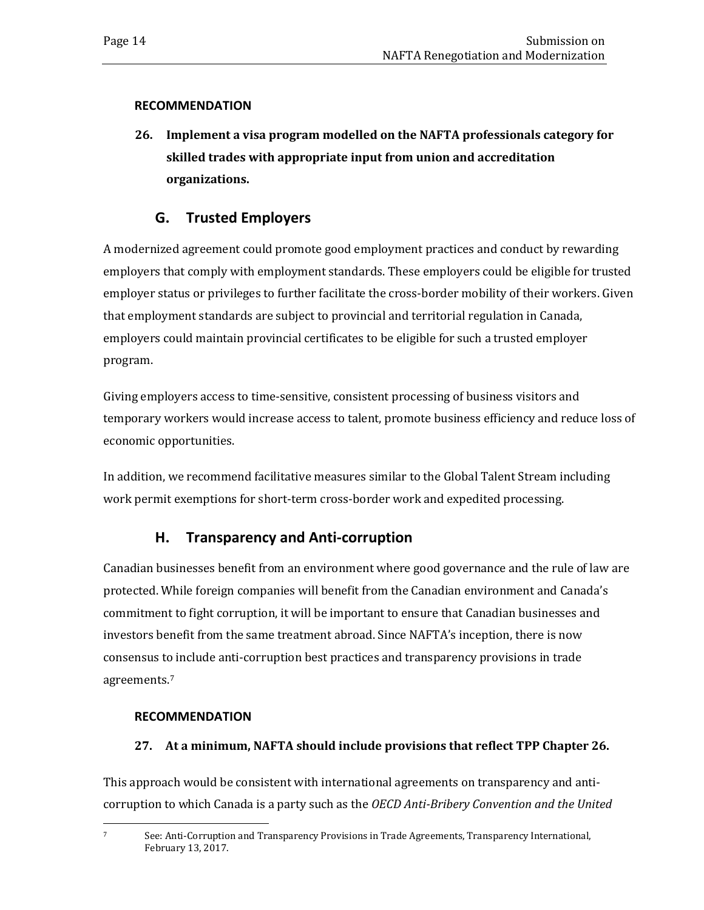**RECOMMENDATION**

**26. Implement a visa program modelled on the NAFTA professionals category for skilled trades with appropriate input from union and accreditation organizations.**

## G. Trusted Employers

A modernized agreement could promote good employment practices and conduct by rewarding employers that comply with employment standards. These employers could be eligible for trusted employer status or privileges to further facilitate the cross-border mobility of their workers. Given that employment standards are subject to provincial and territorial regulation in Canada, employers could maintain provincial certificates to be eligible for such a trusted employer program.

Giving employers access to time-sensitive, consistent processing of business visitors and temporary workers would increase access to talent, promote business efficiency and reduce loss of economic opportunities.

In addition, we recommend facilitative measures similar to the Global Talent Stream including work permit exemptions for short-term cross-border work and expedited processing.

## H. Transparency and Anti-corruption

Canadian businesses benefit from an environment where good governance and the rule of law are protected. While foreign companies will benefit from the Canadian environment and Canada's commitment to fight corruption, it will be important to ensure that Canadian businesses and investors benefit from the same treatment abroad. Since NAFTA's inception, there is now consensus to include anti-corruption best practices and transparency provisions in trade agreements.[7]

**RECOMMENDATION**

**27. At a minimum, NAFTA should include provisions that reflect TPP Chapter 26.**

This approach would be consistent with international agreements on transparency and anti-corruption to which Canada is a party such as the *OECD Anti-Bribery Convention and the United*

---

[7] See: Anti-Corruption and Transparency Provisions in Trade Agreements, Transparency International, February 13, 2017.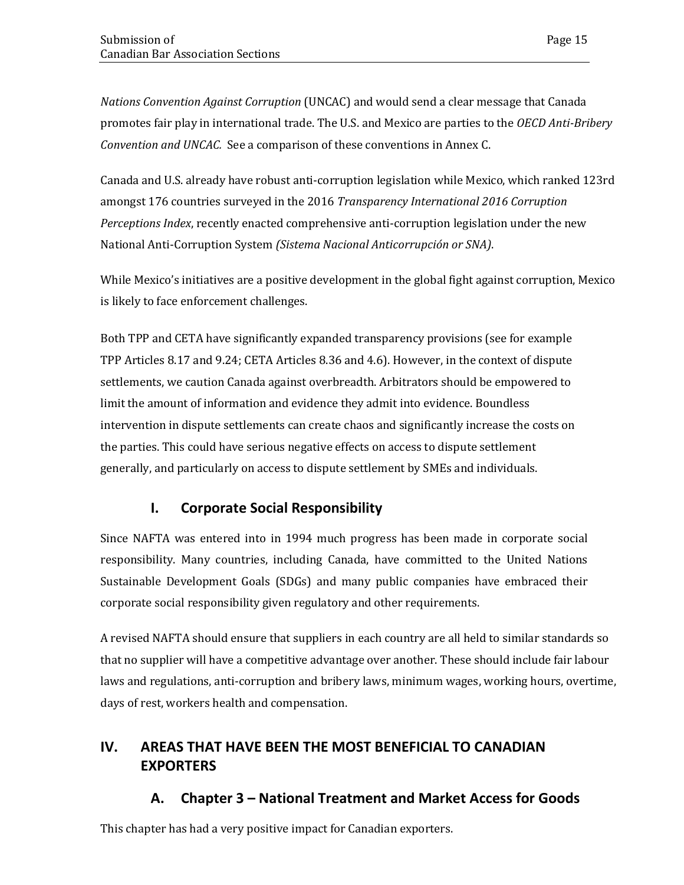*Nations Convention Against Corruption* (UNCAC) and would send a clear message that Canada promotes fair play in international trade. The U.S. and Mexico are parties to the *OECD Anti-Bribery Convention and UNCAC.* See a comparison of these conventions in Annex C.

Canada and U.S. already have robust anti-corruption legislation while Mexico, which ranked 123rd amongst 176 countries surveyed in the 2016 *Transparency International 2016 Corruption Perceptions Index*, recently enacted comprehensive anti-corruption legislation under the new National Anti-Corruption System *(Sistema Nacional Anticorrupción or SNA)*.

While Mexico's initiatives are a positive development in the global fight against corruption, Mexico is likely to face enforcement challenges.

Both TPP and CETA have significantly expanded transparency provisions (see for example TPP Articles 8.17 and 9.24; CETA Articles 8.36 and 4.6). However, in the context of dispute settlements, we caution Canada against overbreadth. Arbitrators should be empowered to limit the amount of information and evidence they admit into evidence. Boundless intervention in dispute settlements can create chaos and significantly increase the costs on the parties. This could have serious negative effects on access to dispute settlement generally, and particularly on access to dispute settlement by SMEs and individuals.

### I. Corporate Social Responsibility

Since NAFTA was entered into in 1994 much progress has been made in corporate social responsibility. Many countries, including Canada, have committed to the United Nations Sustainable Development Goals (SDGs) and many public companies have embraced their corporate social responsibility given regulatory and other requirements.

A revised NAFTA should ensure that suppliers in each country are all held to similar standards so that no supplier will have a competitive advantage over another. These should include fair labour laws and regulations, anti-corruption and bribery laws, minimum wages, working hours, overtime, days of rest, workers health and compensation.

## IV. AREAS THAT HAVE BEEN THE MOST BENEFICIAL TO CANADIAN EXPORTERS

### A. Chapter 3 – National Treatment and Market Access for Goods

This chapter has had a very positive impact for Canadian exporters.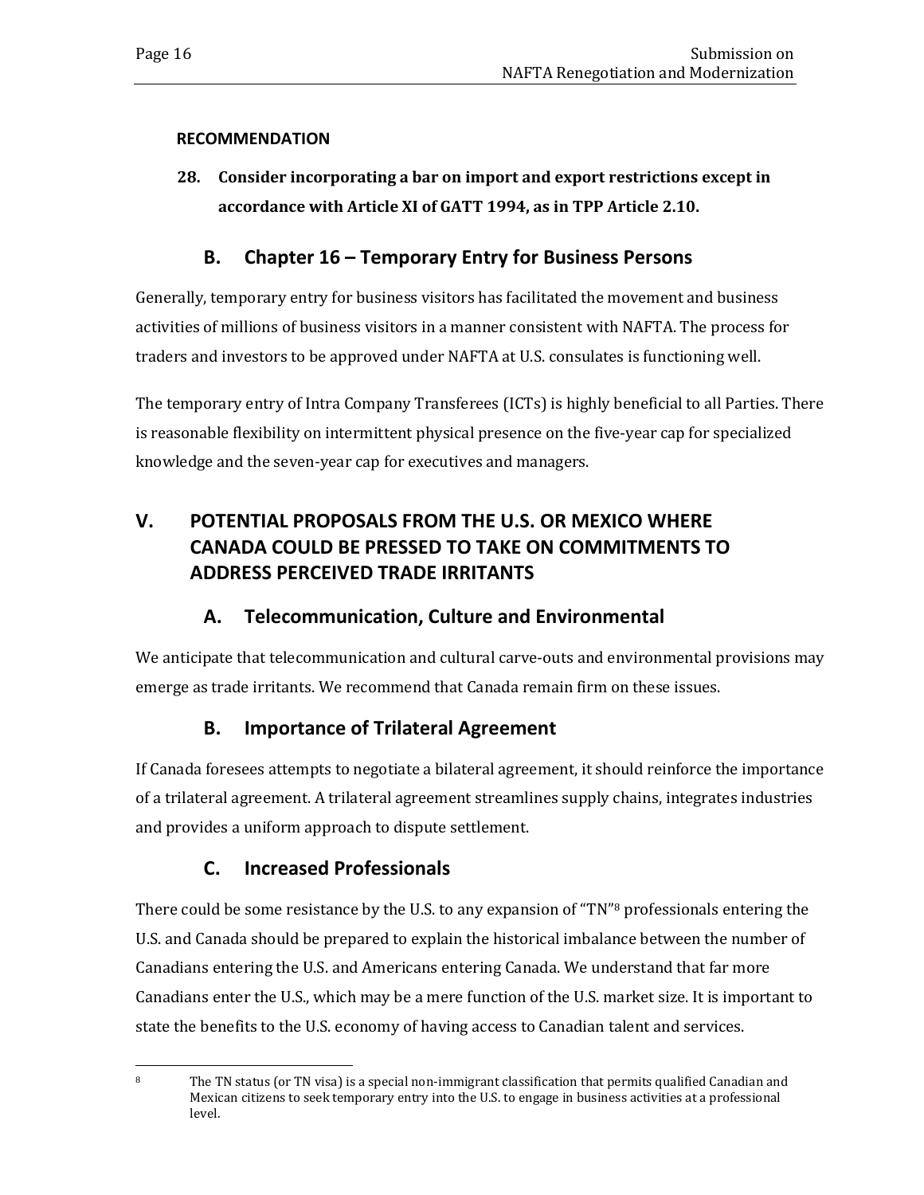**RECOMMENDATION**

**28. Consider incorporating a bar on import and export restrictions except in accordance with Article XI of GATT 1994, as in TPP Article 2.10.**

### B. Chapter 16 – Temporary Entry for Business Persons

Generally, temporary entry for business visitors has facilitated the movement and business activities of millions of business visitors in a manner consistent with NAFTA. The process for traders and investors to be approved under NAFTA at U.S. consulates is functioning well.

The temporary entry of Intra Company Transferees (ICTs) is highly beneficial to all Parties. There is reasonable flexibility on intermittent physical presence on the five-year cap for specialized knowledge and the seven-year cap for executives and managers.

## V. POTENTIAL PROPOSALS FROM THE U.S. OR MEXICO WHERE CANADA COULD BE PRESSED TO TAKE ON COMMITMENTS TO ADDRESS PERCEIVED TRADE IRRITANTS

### A. Telecommunication, Culture and Environmental

We anticipate that telecommunication and cultural carve-outs and environmental provisions may emerge as trade irritants. We recommend that Canada remain firm on these issues.

### B. Importance of Trilateral Agreement

If Canada foresees attempts to negotiate a bilateral agreement, it should reinforce the importance of a trilateral agreement. A trilateral agreement streamlines supply chains, integrates industries and provides a uniform approach to dispute settlement.

### C. Increased Professionals

There could be some resistance by the U.S. to any expansion of "TN"[8] professionals entering the U.S. and Canada should be prepared to explain the historical imbalance between the number of Canadians entering the U.S. and Americans entering Canada. We understand that far more Canadians enter the U.S., which may be a mere function of the U.S. market size. It is important to state the benefits to the U.S. economy of having access to Canadian talent and services.

---

[8] The TN status (or TN visa) is a special non-immigrant classification that permits qualified Canadian and Mexican citizens to seek temporary entry into the U.S. to engage in business activities at a professional level.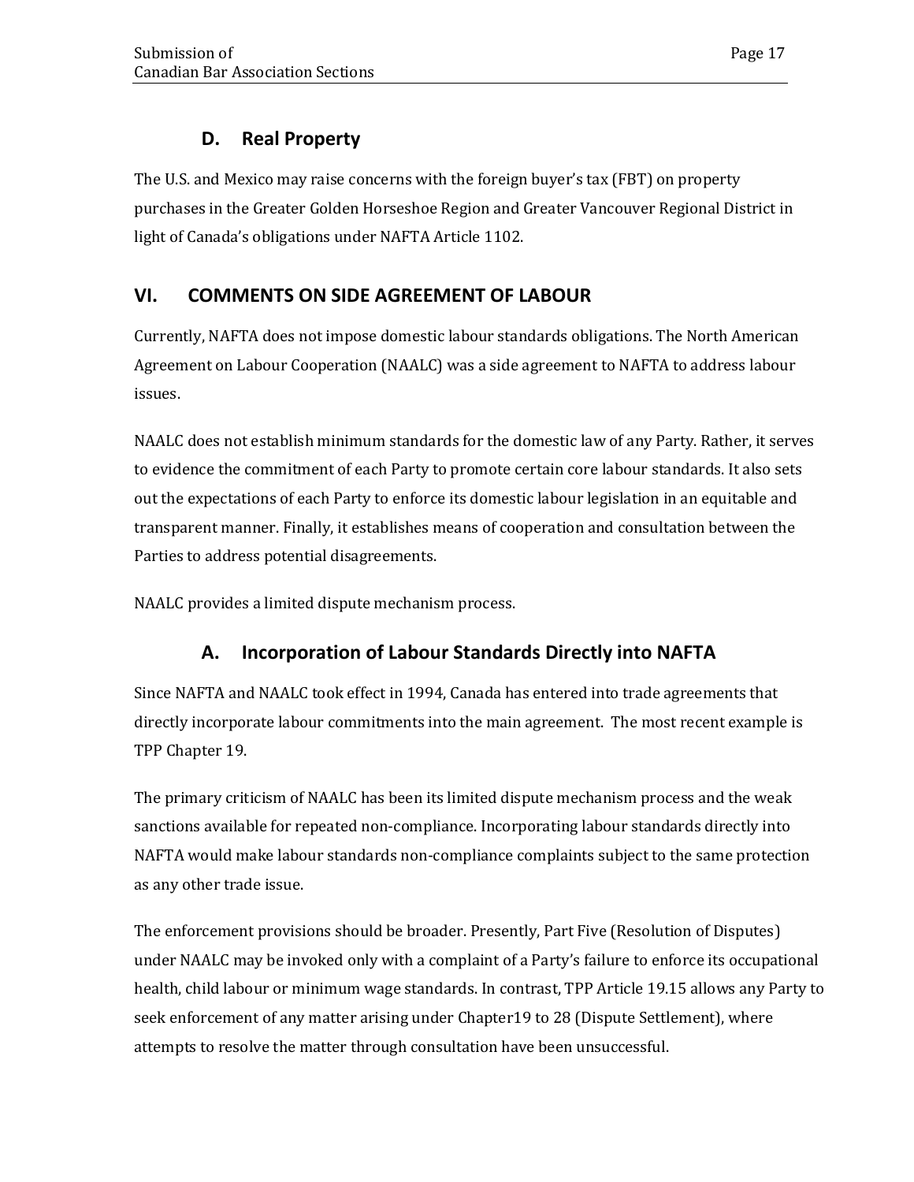### D. Real Property

The U.S. and Mexico may raise concerns with the foreign buyer's tax (FBT) on property purchases in the Greater Golden Horseshoe Region and Greater Vancouver Regional District in light of Canada's obligations under NAFTA Article 1102.

## VI. COMMENTS ON SIDE AGREEMENT OF LABOUR

Currently, NAFTA does not impose domestic labour standards obligations. The North American Agreement on Labour Cooperation (NAALC) was a side agreement to NAFTA to address labour issues.

NAALC does not establish minimum standards for the domestic law of any Party. Rather, it serves to evidence the commitment of each Party to promote certain core labour standards. It also sets out the expectations of each Party to enforce its domestic labour legislation in an equitable and transparent manner. Finally, it establishes means of cooperation and consultation between the Parties to address potential disagreements.

NAALC provides a limited dispute mechanism process.

### A. Incorporation of Labour Standards Directly into NAFTA

Since NAFTA and NAALC took effect in 1994, Canada has entered into trade agreements that directly incorporate labour commitments into the main agreement. The most recent example is TPP Chapter 19.

The primary criticism of NAALC has been its limited dispute mechanism process and the weak sanctions available for repeated non-compliance. Incorporating labour standards directly into NAFTA would make labour standards non-compliance complaints subject to the same protection as any other trade issue.

The enforcement provisions should be broader. Presently, Part Five (Resolution of Disputes) under NAALC may be invoked only with a complaint of a Party's failure to enforce its occupational health, child labour or minimum wage standards. In contrast, TPP Article 19.15 allows any Party to seek enforcement of any matter arising under Chapter19 to 28 (Dispute Settlement), where attempts to resolve the matter through consultation have been unsuccessful.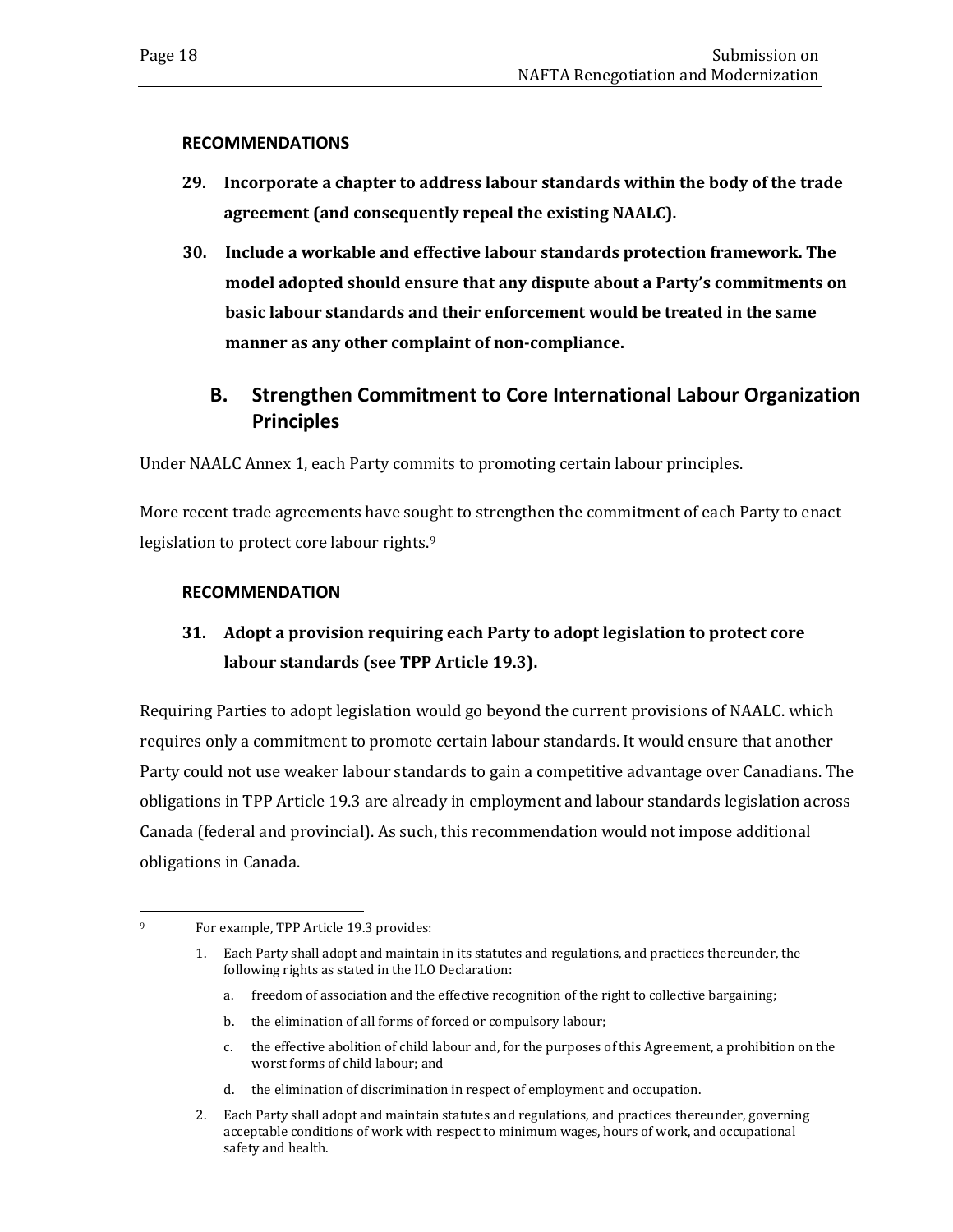**RECOMMENDATIONS**

**29. Incorporate a chapter to address labour standards within the body of the trade agreement (and consequently repeal the existing NAALC).**

**30. Include a workable and effective labour standards protection framework. The model adopted should ensure that any dispute about a Party's commitments on basic labour standards and their enforcement would be treated in the same manner as any other complaint of non-compliance.**

## B. Strengthen Commitment to Core International Labour Organization Principles

Under NAALC Annex 1, each Party commits to promoting certain labour principles.

More recent trade agreements have sought to strengthen the commitment of each Party to enact legislation to protect core labour rights.[9]

**RECOMMENDATION**

**31. Adopt a provision requiring each Party to adopt legislation to protect core labour standards (see TPP Article 19.3).**

Requiring Parties to adopt legislation would go beyond the current provisions of NAALC. which requires only a commitment to promote certain labour standards. It would ensure that another Party could not use weaker labour standards to gain a competitive advantage over Canadians. The obligations in TPP Article 19.3 are already in employment and labour standards legislation across Canada (federal and provincial). As such, this recommendation would not impose additional obligations in Canada.

---

[9] For example, TPP Article 19.3 provides:

1. Each Party shall adopt and maintain in its statutes and regulations, and practices thereunder, the following rights as stated in the ILO Declaration:
   a. freedom of association and the effective recognition of the right to collective bargaining;
   b. the elimination of all forms of forced or compulsory labour;
   c. the effective abolition of child labour and, for the purposes of this Agreement, a prohibition on the worst forms of child labour; and
   d. the elimination of discrimination in respect of employment and occupation.
2. Each Party shall adopt and maintain statutes and regulations, and practices thereunder, governing acceptable conditions of work with respect to minimum wages, hours of work, and occupational safety and health.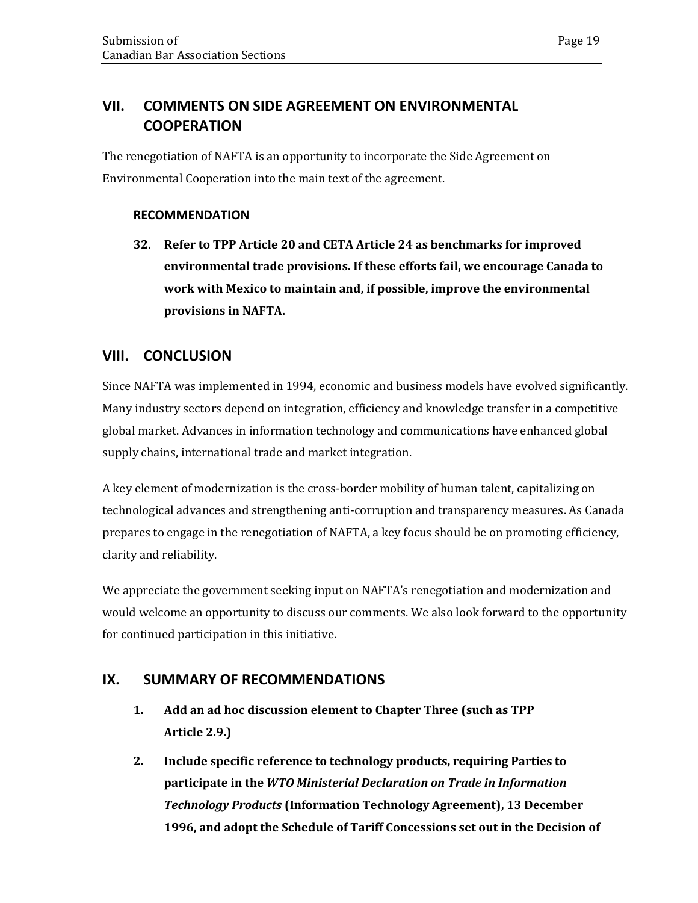## VII. COMMENTS ON SIDE AGREEMENT ON ENVIRONMENTAL COOPERATION

The renegotiation of NAFTA is an opportunity to incorporate the Side Agreement on Environmental Cooperation into the main text of the agreement.

### RECOMMENDATION

**32. Refer to TPP Article 20 and CETA Article 24 as benchmarks for improved environmental trade provisions. If these efforts fail, we encourage Canada to work with Mexico to maintain and, if possible, improve the environmental provisions in NAFTA.**

## VIII. CONCLUSION

Since NAFTA was implemented in 1994, economic and business models have evolved significantly. Many industry sectors depend on integration, efficiency and knowledge transfer in a competitive global market. Advances in information technology and communications have enhanced global supply chains, international trade and market integration.

A key element of modernization is the cross-border mobility of human talent, capitalizing on technological advances and strengthening anti-corruption and transparency measures. As Canada prepares to engage in the renegotiation of NAFTA, a key focus should be on promoting efficiency, clarity and reliability.

We appreciate the government seeking input on NAFTA's renegotiation and modernization and would welcome an opportunity to discuss our comments. We also look forward to the opportunity for continued participation in this initiative.

## IX. SUMMARY OF RECOMMENDATIONS

**1. Add an ad hoc discussion element to Chapter Three (such as TPP Article 2.9.)**

**2. Include specific reference to technology products, requiring Parties to participate in the *WTO Ministerial Declaration on Trade in Information Technology Products* (Information Technology Agreement), 13 December 1996, and adopt the Schedule of Tariff Concessions set out in the Decision of**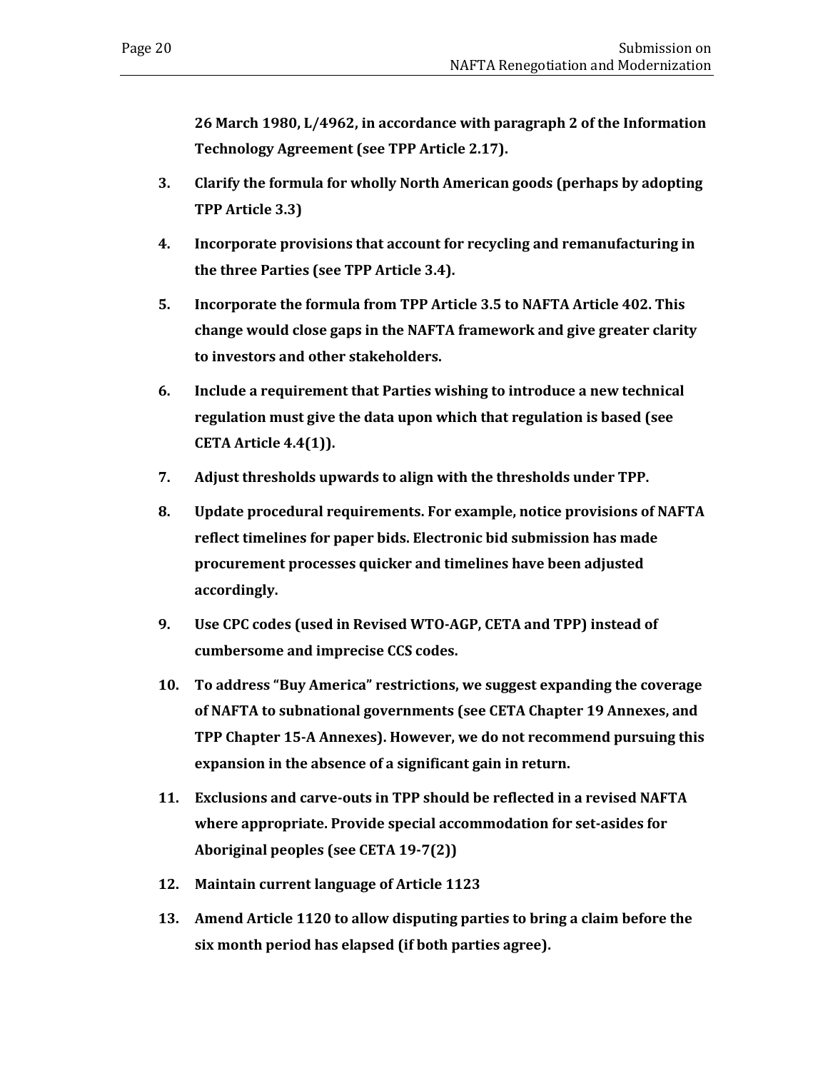**26 March 1980, L/4962, in accordance with paragraph 2 of the Information Technology Agreement (see TPP Article 2.17).**

3. **Clarify the formula for wholly North American goods (perhaps by adopting TPP Article 3.3)**

4. **Incorporate provisions that account for recycling and remanufacturing in the three Parties (see TPP Article 3.4).**

5. **Incorporate the formula from TPP Article 3.5 to NAFTA Article 402. This change would close gaps in the NAFTA framework and give greater clarity to investors and other stakeholders.**

6. **Include a requirement that Parties wishing to introduce a new technical regulation must give the data upon which that regulation is based (see CETA Article 4.4(1)).**

7. **Adjust thresholds upwards to align with the thresholds under TPP.**

8. **Update procedural requirements. For example, notice provisions of NAFTA reflect timelines for paper bids. Electronic bid submission has made procurement processes quicker and timelines have been adjusted accordingly.**

9. **Use CPC codes (used in Revised WTO-AGP, CETA and TPP) instead of cumbersome and imprecise CCS codes.**

10. **To address "Buy America" restrictions, we suggest expanding the coverage of NAFTA to subnational governments (see CETA Chapter 19 Annexes, and TPP Chapter 15-A Annexes). However, we do not recommend pursuing this expansion in the absence of a significant gain in return.**

11. **Exclusions and carve-outs in TPP should be reflected in a revised NAFTA where appropriate. Provide special accommodation for set-asides for Aboriginal peoples (see CETA 19-7(2))**

12. **Maintain current language of Article 1123**

13. **Amend Article 1120 to allow disputing parties to bring a claim before the six month period has elapsed (if both parties agree).**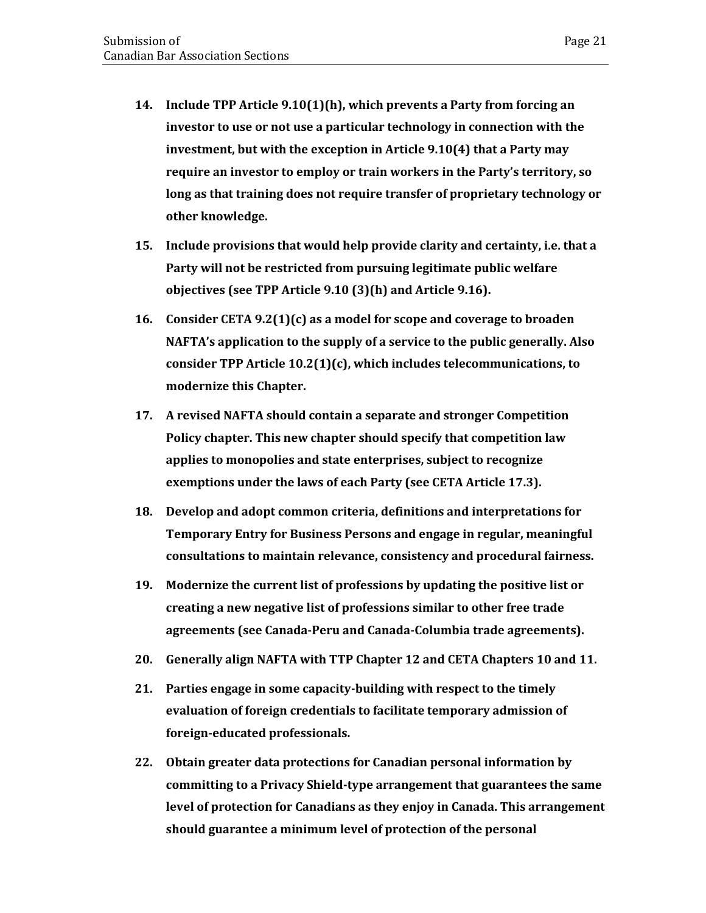14. **Include TPP Article 9.10(1)(h), which prevents a Party from forcing an investor to use or not use a particular technology in connection with the investment, but with the exception in Article 9.10(4) that a Party may require an investor to employ or train workers in the Party's territory, so long as that training does not require transfer of proprietary technology or other knowledge.**

15. **Include provisions that would help provide clarity and certainty, i.e. that a Party will not be restricted from pursuing legitimate public welfare objectives (see TPP Article 9.10 (3)(h) and Article 9.16).**

16. **Consider CETA 9.2(1)(c) as a model for scope and coverage to broaden NAFTA's application to the supply of a service to the public generally. Also consider TPP Article 10.2(1)(c), which includes telecommunications, to modernize this Chapter.**

17. **A revised NAFTA should contain a separate and stronger Competition Policy chapter. This new chapter should specify that competition law applies to monopolies and state enterprises, subject to recognize exemptions under the laws of each Party (see CETA Article 17.3).**

18. **Develop and adopt common criteria, definitions and interpretations for Temporary Entry for Business Persons and engage in regular, meaningful consultations to maintain relevance, consistency and procedural fairness.**

19. **Modernize the current list of professions by updating the positive list or creating a new negative list of professions similar to other free trade agreements (see Canada-Peru and Canada-Columbia trade agreements).**

20. **Generally align NAFTA with TTP Chapter 12 and CETA Chapters 10 and 11.**

21. **Parties engage in some capacity-building with respect to the timely evaluation of foreign credentials to facilitate temporary admission of foreign-educated professionals.**

22. **Obtain greater data protections for Canadian personal information by committing to a Privacy Shield-type arrangement that guarantees the same level of protection for Canadians as they enjoy in Canada. This arrangement should guarantee a minimum level of protection of the personal**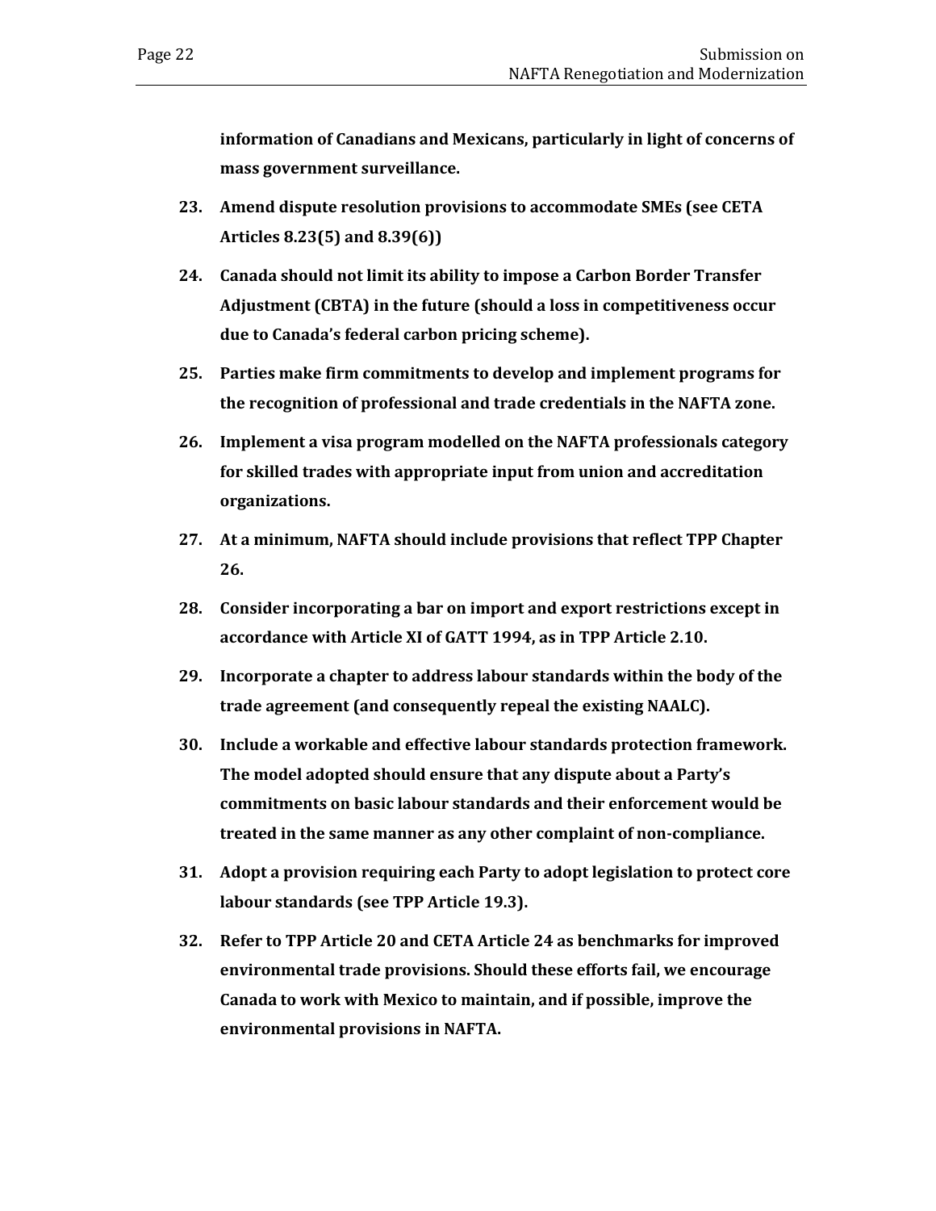**information of Canadians and Mexicans, particularly in light of concerns of mass government surveillance.**

23. **Amend dispute resolution provisions to accommodate SMEs (see CETA Articles 8.23(5) and 8.39(6))**

24. **Canada should not limit its ability to impose a Carbon Border Transfer Adjustment (CBTA) in the future (should a loss in competitiveness occur due to Canada's federal carbon pricing scheme).**

25. **Parties make firm commitments to develop and implement programs for the recognition of professional and trade credentials in the NAFTA zone.**

26. **Implement a visa program modelled on the NAFTA professionals category for skilled trades with appropriate input from union and accreditation organizations.**

27. **At a minimum, NAFTA should include provisions that reflect TPP Chapter 26.**

28. **Consider incorporating a bar on import and export restrictions except in accordance with Article XI of GATT 1994, as in TPP Article 2.10.**

29. **Incorporate a chapter to address labour standards within the body of the trade agreement (and consequently repeal the existing NAALC).**

30. **Include a workable and effective labour standards protection framework. The model adopted should ensure that any dispute about a Party's commitments on basic labour standards and their enforcement would be treated in the same manner as any other complaint of non-compliance.**

31. **Adopt a provision requiring each Party to adopt legislation to protect core labour standards (see TPP Article 19.3).**

32. **Refer to TPP Article 20 and CETA Article 24 as benchmarks for improved environmental trade provisions. Should these efforts fail, we encourage Canada to work with Mexico to maintain, and if possible, improve the environmental provisions in NAFTA.**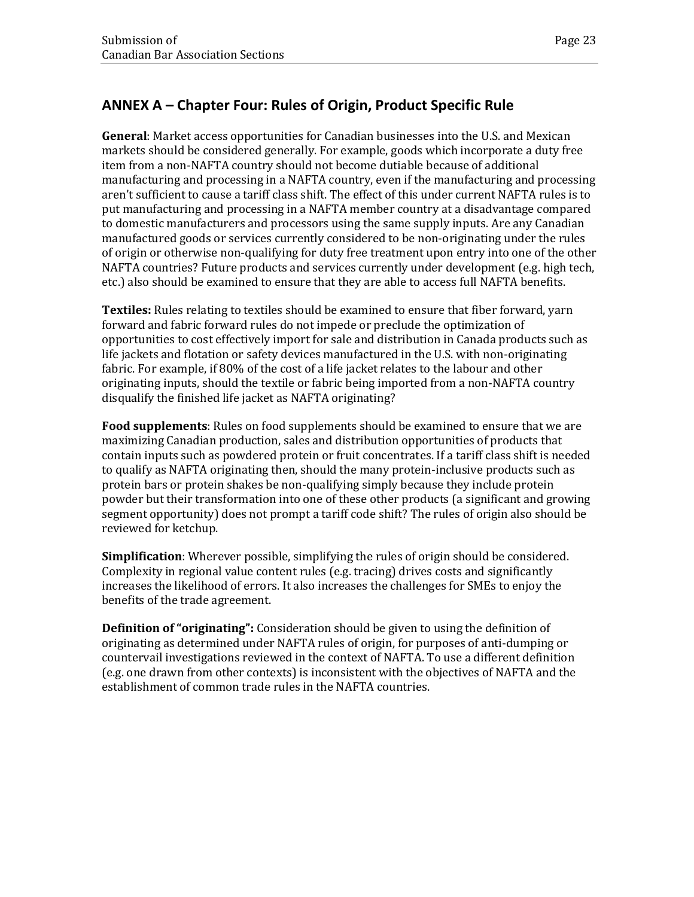## ANNEX A – Chapter Four: Rules of Origin, Product Specific Rule

**General**: Market access opportunities for Canadian businesses into the U.S. and Mexican markets should be considered generally. For example, goods which incorporate a duty free item from a non-NAFTA country should not become dutiable because of additional manufacturing and processing in a NAFTA country, even if the manufacturing and processing aren't sufficient to cause a tariff class shift. The effect of this under current NAFTA rules is to put manufacturing and processing in a NAFTA member country at a disadvantage compared to domestic manufacturers and processors using the same supply inputs. Are any Canadian manufactured goods or services currently considered to be non-originating under the rules of origin or otherwise non-qualifying for duty free treatment upon entry into one of the other NAFTA countries? Future products and services currently under development (e.g. high tech, etc.) also should be examined to ensure that they are able to access full NAFTA benefits.

**Textiles:** Rules relating to textiles should be examined to ensure that fiber forward, yarn forward and fabric forward rules do not impede or preclude the optimization of opportunities to cost effectively import for sale and distribution in Canada products such as life jackets and flotation or safety devices manufactured in the U.S. with non-originating fabric. For example, if 80% of the cost of a life jacket relates to the labour and other originating inputs, should the textile or fabric being imported from a non-NAFTA country disqualify the finished life jacket as NAFTA originating?

**Food supplements**: Rules on food supplements should be examined to ensure that we are maximizing Canadian production, sales and distribution opportunities of products that contain inputs such as powdered protein or fruit concentrates. If a tariff class shift is needed to qualify as NAFTA originating then, should the many protein-inclusive products such as protein bars or protein shakes be non-qualifying simply because they include protein powder but their transformation into one of these other products (a significant and growing segment opportunity) does not prompt a tariff code shift? The rules of origin also should be reviewed for ketchup.

**Simplification**: Wherever possible, simplifying the rules of origin should be considered. Complexity in regional value content rules (e.g. tracing) drives costs and significantly increases the likelihood of errors. It also increases the challenges for SMEs to enjoy the benefits of the trade agreement.

**Definition of "originating":** Consideration should be given to using the definition of originating as determined under NAFTA rules of origin, for purposes of anti-dumping or countervail investigations reviewed in the context of NAFTA. To use a different definition (e.g. one drawn from other contexts) is inconsistent with the objectives of NAFTA and the establishment of common trade rules in the NAFTA countries.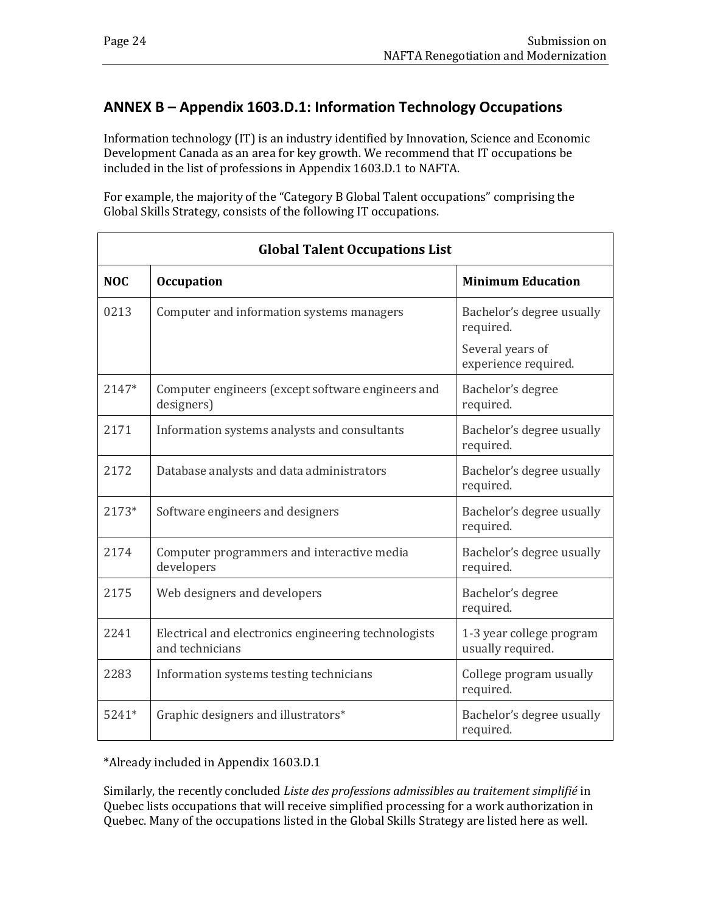## ANNEX B – Appendix 1603.D.1: Information Technology Occupations

Information technology (IT) is an industry identified by Innovation, Science and Economic Development Canada as an area for key growth. We recommend that IT occupations be included in the list of professions in Appendix 1603.D.1 to NAFTA.

For example, the majority of the "Category B Global Talent occupations" comprising the Global Skills Strategy, consists of the following IT occupations.

| Global Talent Occupations List | | |
|---|---|---|
| **NOC** | **Occupation** | **Minimum Education** |
| 0213 | Computer and information systems managers | Bachelor's degree usually required.<br>Several years of experience required. |
| 2147* | Computer engineers (except software engineers and designers) | Bachelor's degree required. |
| 2171 | Information systems analysts and consultants | Bachelor's degree usually required. |
| 2172 | Database analysts and data administrators | Bachelor's degree usually required. |
| 2173* | Software engineers and designers | Bachelor's degree usually required. |
| 2174 | Computer programmers and interactive media developers | Bachelor's degree usually required. |
| 2175 | Web designers and developers | Bachelor's degree required. |
| 2241 | Electrical and electronics engineering technologists and technicians | 1-3 year college program usually required. |
| 2283 | Information systems testing technicians | College program usually required. |
| 5241* | Graphic designers and illustrators* | Bachelor's degree usually required. |

*Already included in Appendix 1603.D.1

Similarly, the recently concluded *Liste des professions admissibles au traitement simplifié* in Quebec lists occupations that will receive simplified processing for a work authorization in Quebec. Many of the occupations listed in the Global Skills Strategy are listed here as well.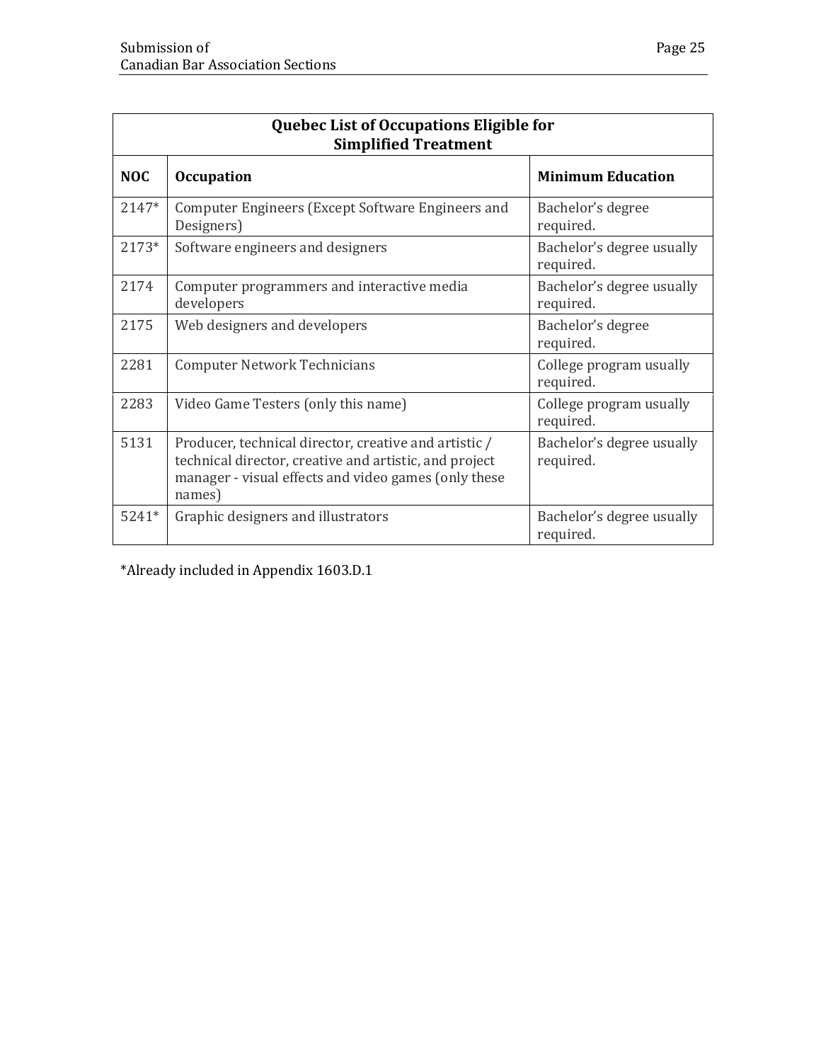| Quebec List of Occupations Eligible for Simplified Treatment | | |
|---|---|---|
| **NOC** | **Occupation** | **Minimum Education** |
| 2147* | Computer Engineers (Except Software Engineers and Designers) | Bachelor's degree required. |
| 2173* | Software engineers and designers | Bachelor's degree usually required. |
| 2174 | Computer programmers and interactive media developers | Bachelor's degree usually required. |
| 2175 | Web designers and developers | Bachelor's degree required. |
| 2281 | Computer Network Technicians | College program usually required. |
| 2283 | Video Game Testers (only this name) | College program usually required. |
| 5131 | Producer, technical director, creative and artistic / technical director, creative and artistic, and project manager - visual effects and video games (only these names) | Bachelor's degree usually required. |
| 5241* | Graphic designers and illustrators | Bachelor's degree usually required. |

*Already included in Appendix 1603.D.1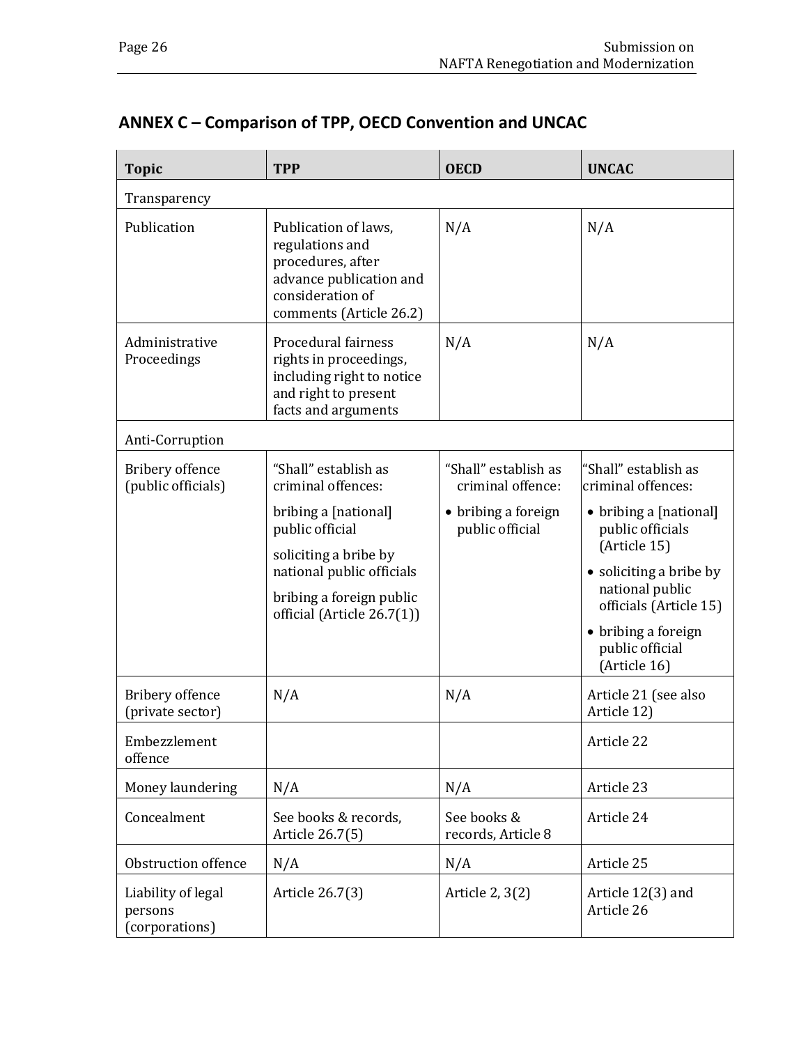## ANNEX C – Comparison of TPP, OECD Convention and UNCAC

| Topic | TPP | OECD | UNCAC |
|---|---|---|---|
| Transparency | | | |
| Publication | Publication of laws, regulations and procedures, after advance publication and consideration of comments (Article 26.2) | N/A | N/A |
| Administrative Proceedings | Procedural fairness rights in proceedings, including right to notice and right to present facts and arguments | N/A | N/A |
| Anti-Corruption | | | |
| Bribery offence (public officials) | "Shall" establish as criminal offences: <br> bribing a [national] public official <br> soliciting a bribe by national public officials <br> bribing a foreign public official (Article 26.7(1)) | "Shall" establish as criminal offence: <br> • bribing a foreign public official | "Shall" establish as criminal offences: <br> • bribing a [national] public officials (Article 15) <br> • soliciting a bribe by national public officials (Article 15) <br> • bribing a foreign public official (Article 16) |
| Bribery offence (private sector) | N/A | N/A | Article 21 (see also Article 12) |
| Embezzlement offence | | | Article 22 |
| Money laundering | N/A | N/A | Article 23 |
| Concealment | See books & records, Article 26.7(5) | See books & records, Article 8 | Article 24 |
| Obstruction offence | N/A | N/A | Article 25 |
| Liability of legal persons (corporations) | Article 26.7(3) | Article 2, 3(2) | Article 12(3) and Article 26 |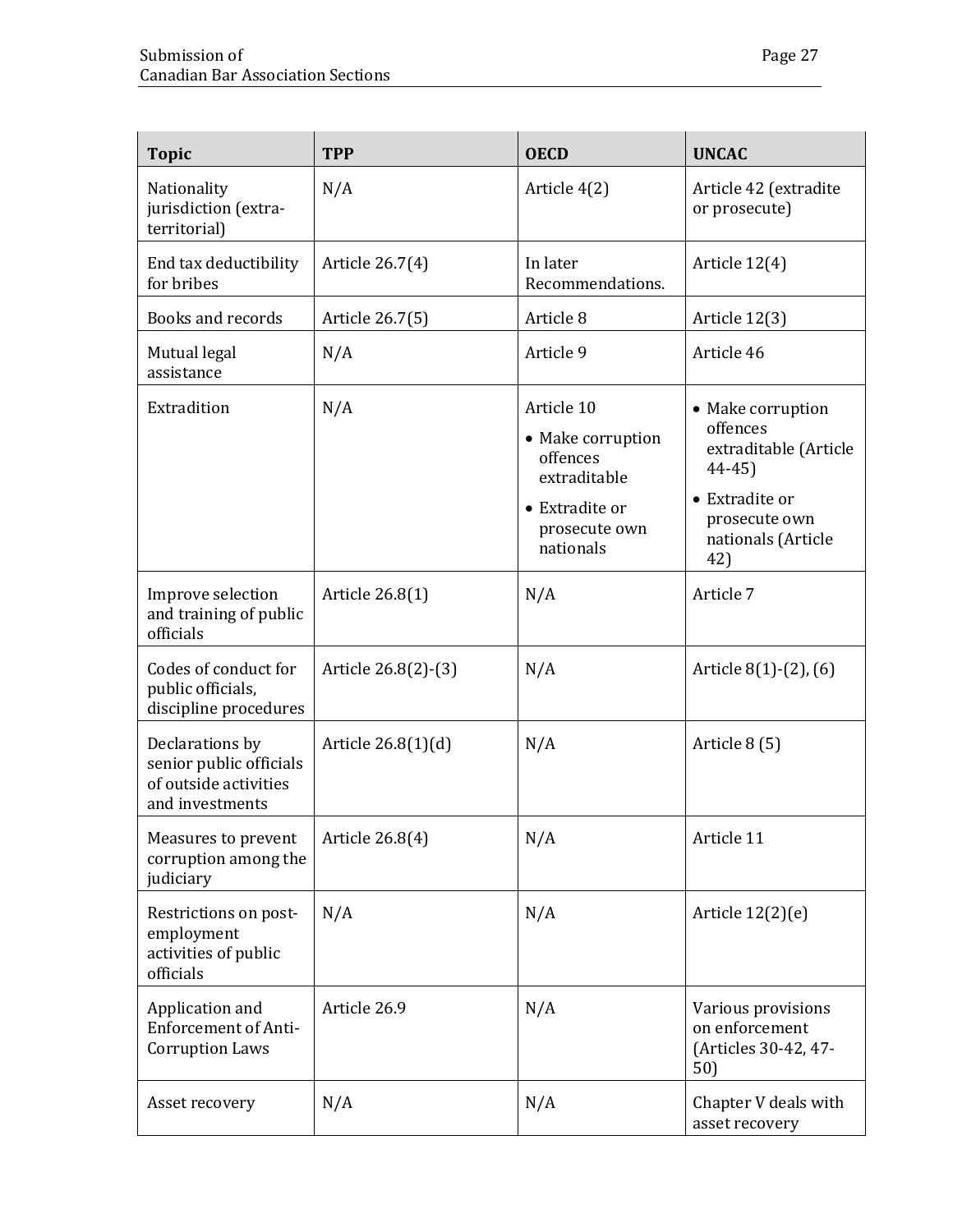| Topic | TPP | OECD | UNCAC |
|---|---|---|---|
| Nationality jurisdiction (extra-territorial) | N/A | Article 4(2) | Article 42 (extradite or prosecute) |
| End tax deductibility for bribes | Article 26.7(4) | In later Recommendations. | Article 12(4) |
| Books and records | Article 26.7(5) | Article 8 | Article 12(3) |
| Mutual legal assistance | N/A | Article 9 | Article 46 |
| Extradition | N/A | Article 10 <br>• Make corruption offences extraditable <br>• Extradite or prosecute own nationals | • Make corruption offences extraditable (Article 44-45) <br>• Extradite or prosecute own nationals (Article 42) |
| Improve selection and training of public officials | Article 26.8(1) | N/A | Article 7 |
| Codes of conduct for public officials, discipline procedures | Article 26.8(2)-(3) | N/A | Article 8(1)-(2), (6) |
| Declarations by senior public officials of outside activities and investments | Article 26.8(1)(d) | N/A | Article 8 (5) |
| Measures to prevent corruption among the judiciary | Article 26.8(4) | N/A | Article 11 |
| Restrictions on post-employment activities of public officials | N/A | N/A | Article 12(2)(e) |
| Application and Enforcement of Anti-Corruption Laws | Article 26.9 | N/A | Various provisions on enforcement (Articles 30-42, 47-50) |
| Asset recovery | N/A | N/A | Chapter V deals with asset recovery |